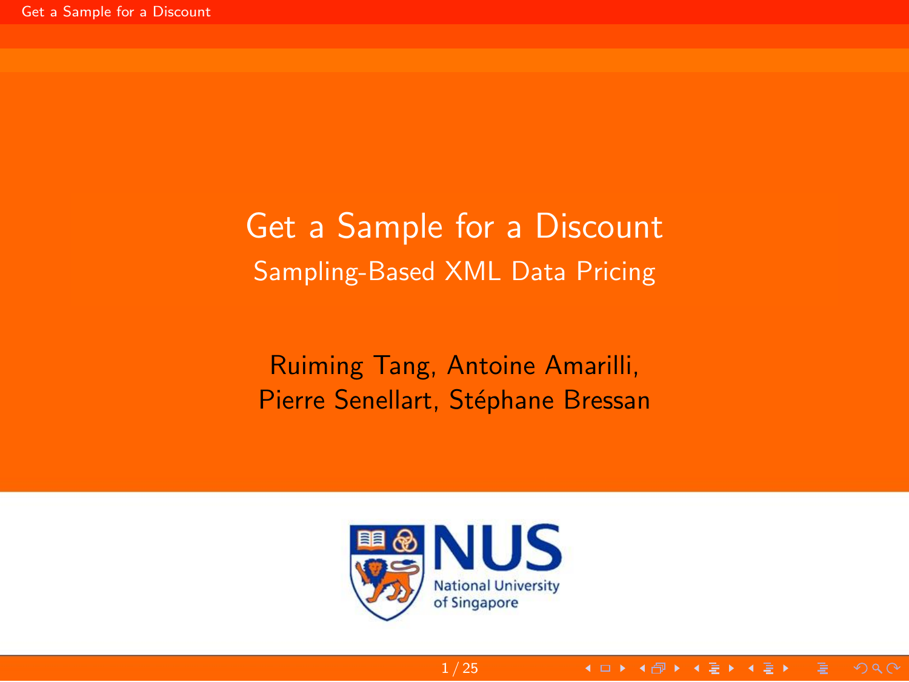# Get a Sample for a Discount

## Sampling-Based XML Data Pricing

Ruiming Tang, Antoine Amarilli,
Pierre Senellart, Stéphane Bressan

NUS National University of Singapore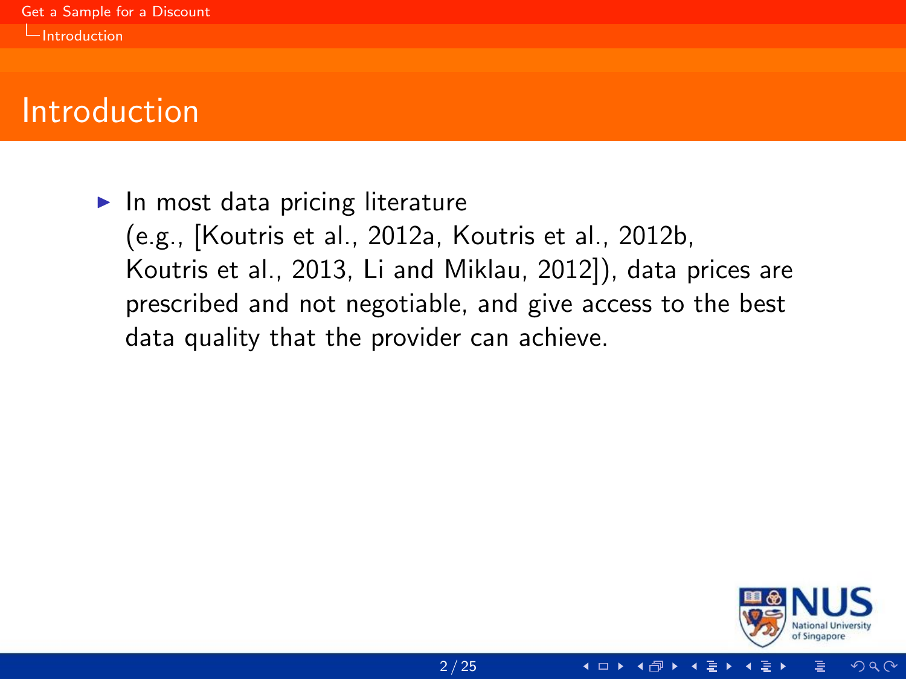# Introduction

- In most data pricing literature (e.g., [Koutris et al., 2012a, Koutris et al., 2012b, Koutris et al., 2013, Li and Miklau, 2012]), data prices are prescribed and not negotiable, and give access to the best data quality that the provider can achieve.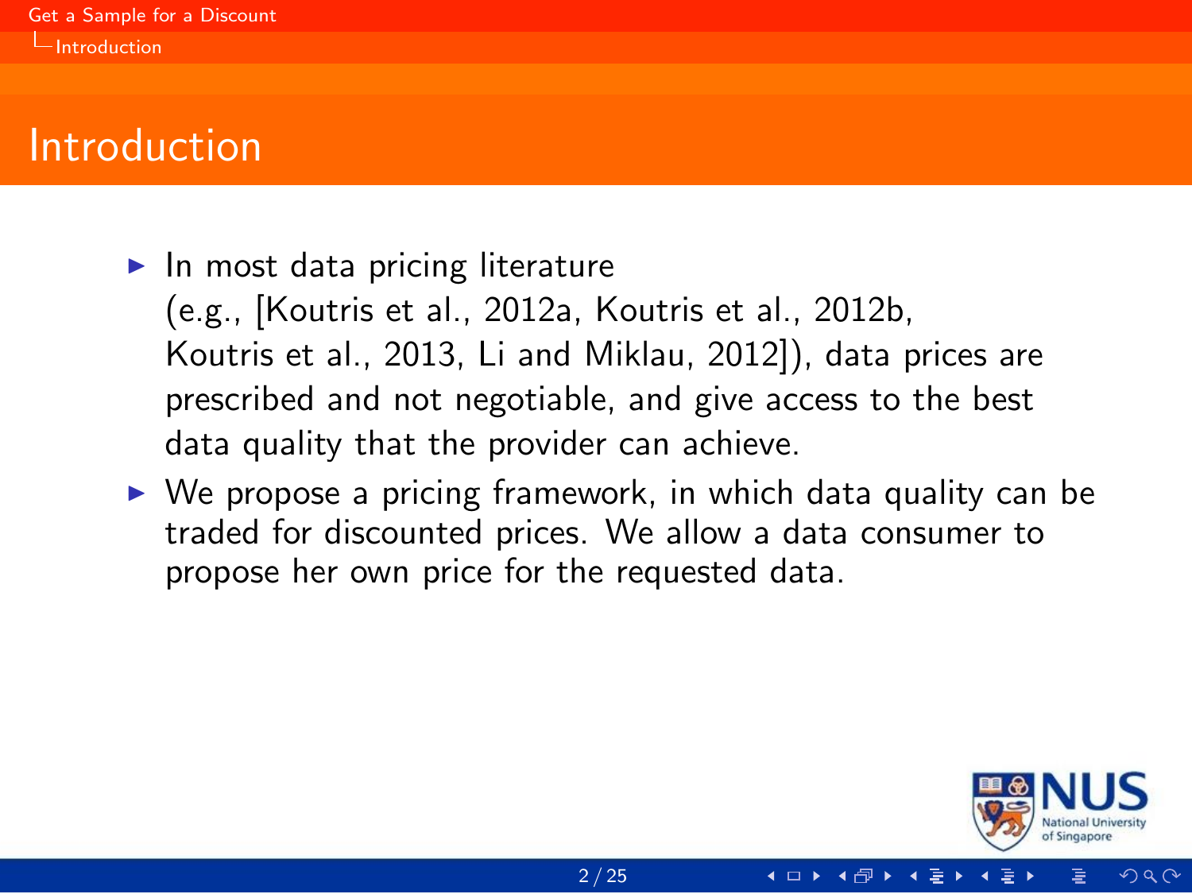## Introduction

- In most data pricing literature (e.g., [Koutris et al., 2012a, Koutris et al., 2012b, Koutris et al., 2013, Li and Miklau, 2012]), data prices are prescribed and not negotiable, and give access to the best data quality that the provider can achieve.
- We propose a pricing framework, in which data quality can be traded for discounted prices. We allow a data consumer to propose her own price for the requested data.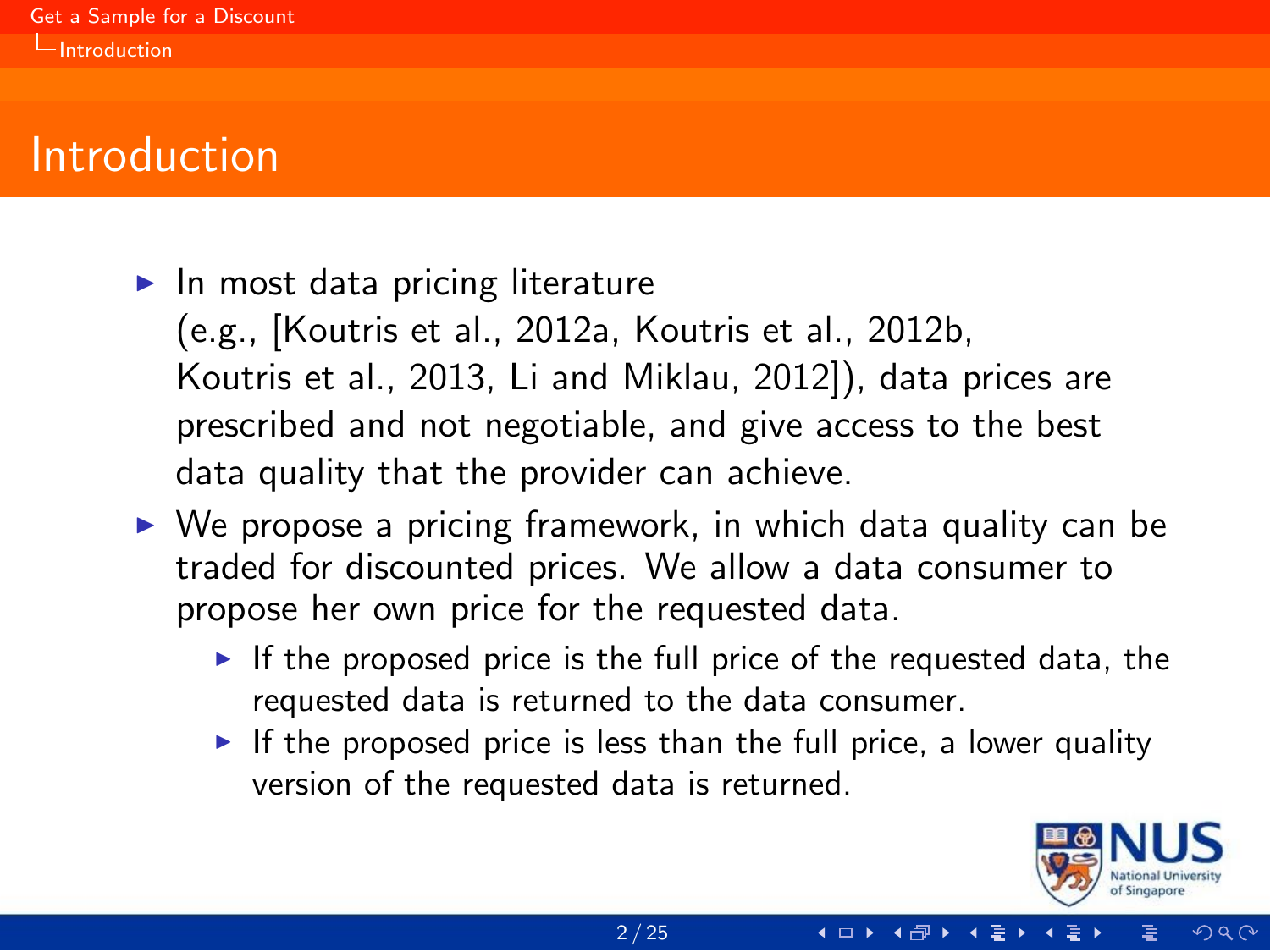# Introduction

- In most data pricing literature (e.g., [Koutris et al., 2012a, Koutris et al., 2012b, Koutris et al., 2013, Li and Miklau, 2012]), data prices are prescribed and not negotiable, and give access to the best data quality that the provider can achieve.
- We propose a pricing framework, in which data quality can be traded for discounted prices. We allow a data consumer to propose her own price for the requested data.
  - If the proposed price is the full price of the requested data, the requested data is returned to the data consumer.
  - If the proposed price is less than the full price, a lower quality version of the requested data is returned.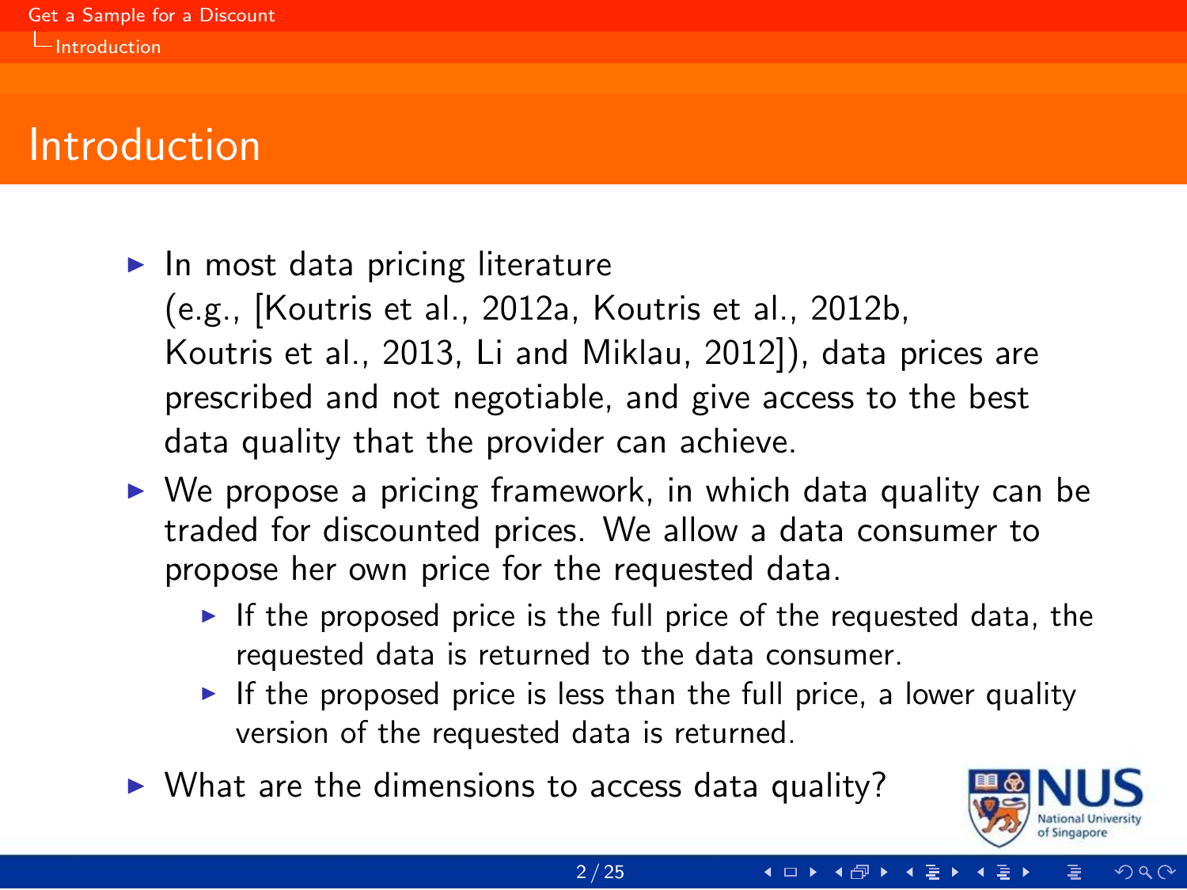# Introduction

- In most data pricing literature (e.g., [Koutris et al., 2012a, Koutris et al., 2012b, Koutris et al., 2013, Li and Miklau, 2012]), data prices are prescribed and not negotiable, and give access to the best data quality that the provider can achieve.
- We propose a pricing framework, in which data quality can be traded for discounted prices. We allow a data consumer to propose her own price for the requested data.
  - If the proposed price is the full price of the requested data, the requested data is returned to the data consumer.
  - If the proposed price is less than the full price, a lower quality version of the requested data is returned.
- What are the dimensions to access data quality?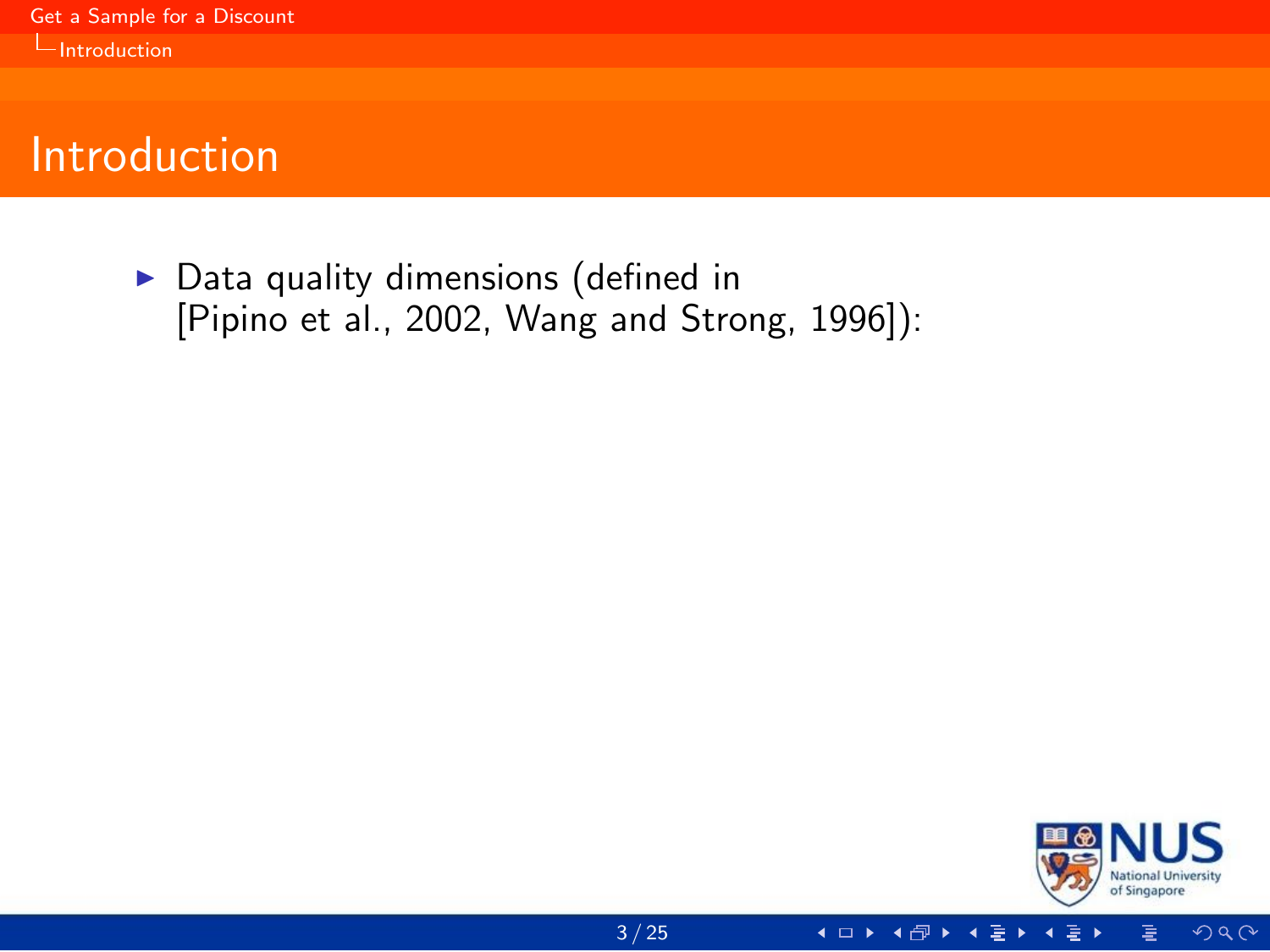# Introduction

- Data quality dimensions (defined in [Pipino et al., 2002, Wang and Strong, 1996]):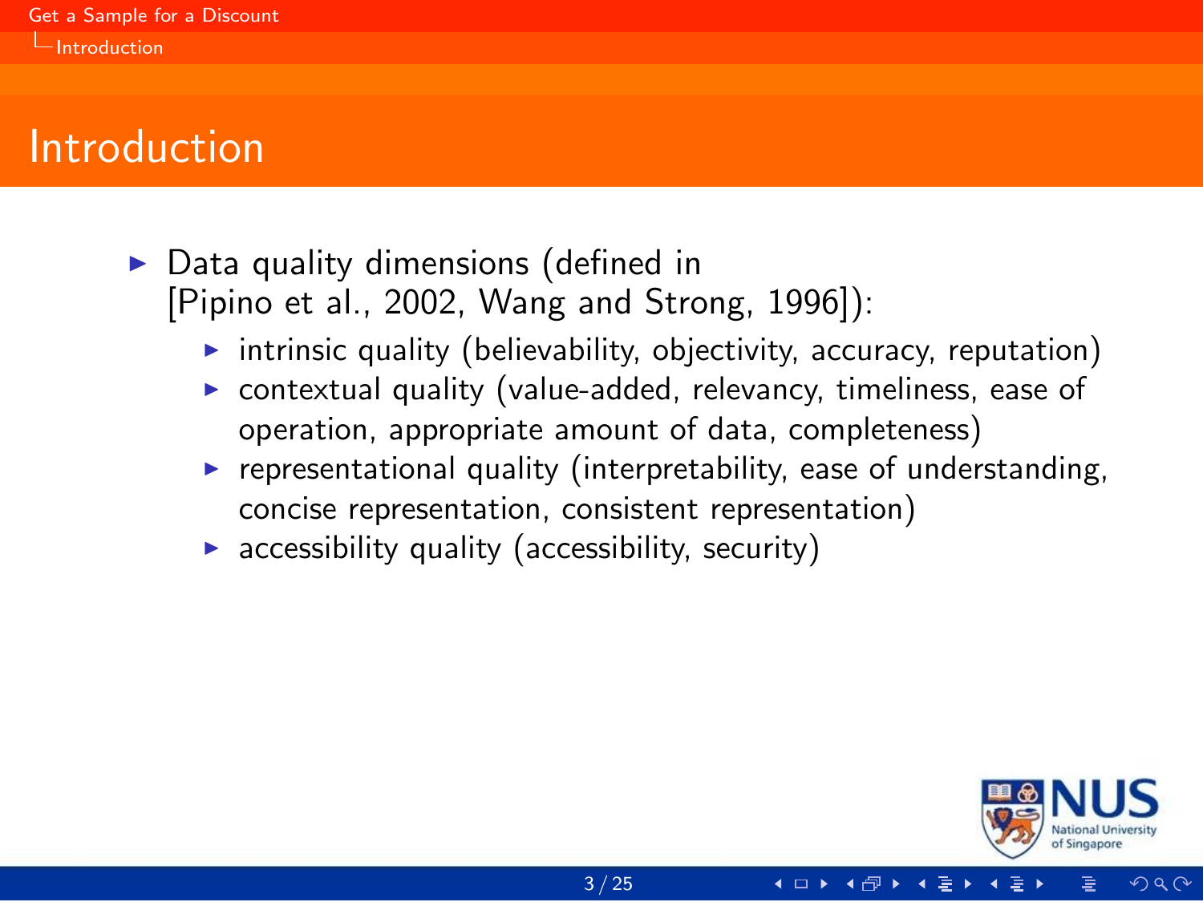# Introduction

- Data quality dimensions (defined in [Pipino et al., 2002, Wang and Strong, 1996]):
  - intrinsic quality (believability, objectivity, accuracy, reputation)
  - contextual quality (value-added, relevancy, timeliness, ease of operation, appropriate amount of data, completeness)
  - representational quality (interpretability, ease of understanding, concise representation, consistent representation)
  - accessibility quality (accessibility, security)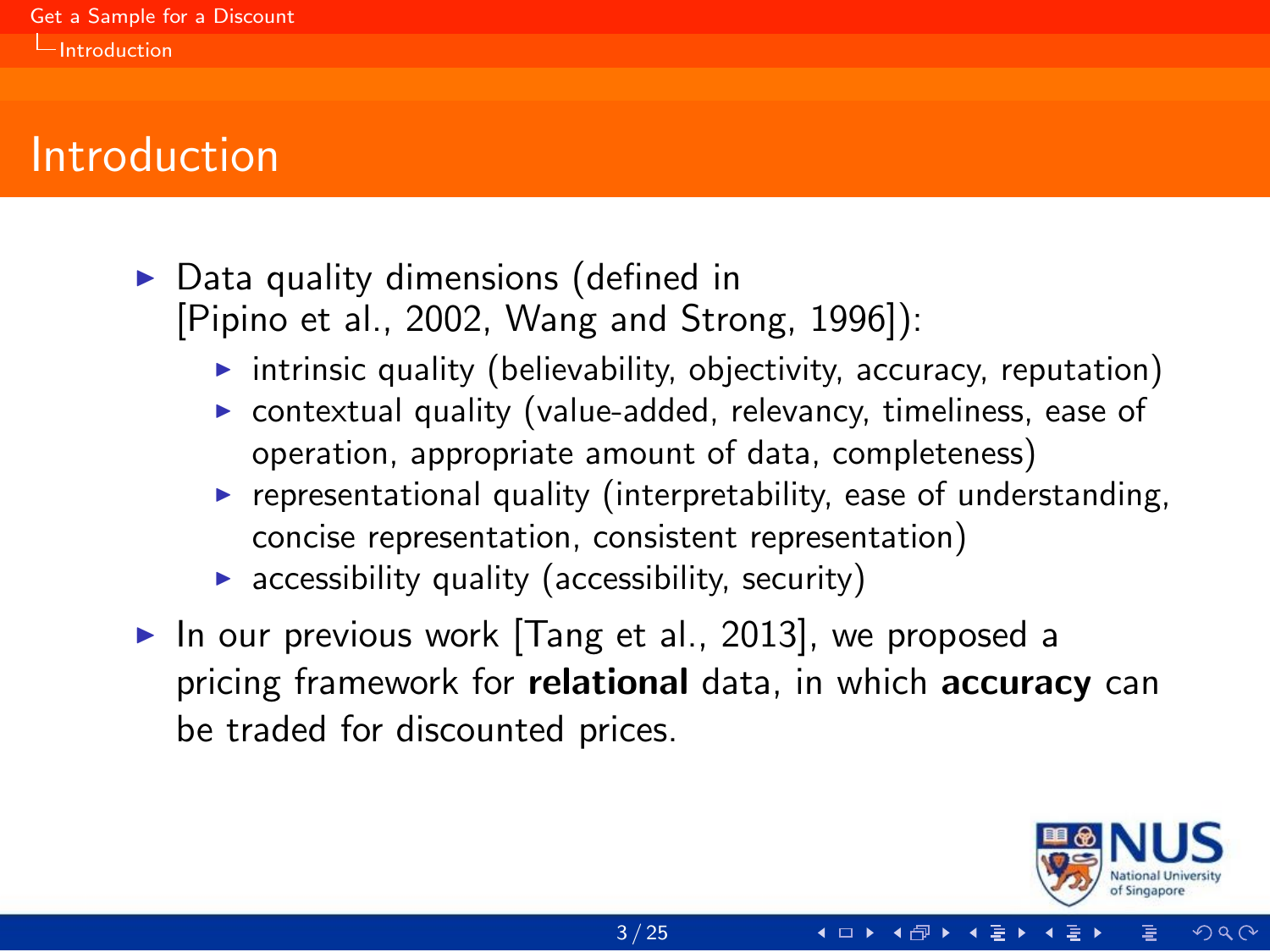# Introduction

- Data quality dimensions (defined in [Pipino et al., 2002, Wang and Strong, 1996]):
  - intrinsic quality (believability, objectivity, accuracy, reputation)
  - contextual quality (value-added, relevancy, timeliness, ease of operation, appropriate amount of data, completeness)
  - representational quality (interpretability, ease of understanding, concise representation, consistent representation)
  - accessibility quality (accessibility, security)
- In our previous work [Tang et al., 2013], we proposed a pricing framework for **relational** data, in which **accuracy** can be traded for discounted prices.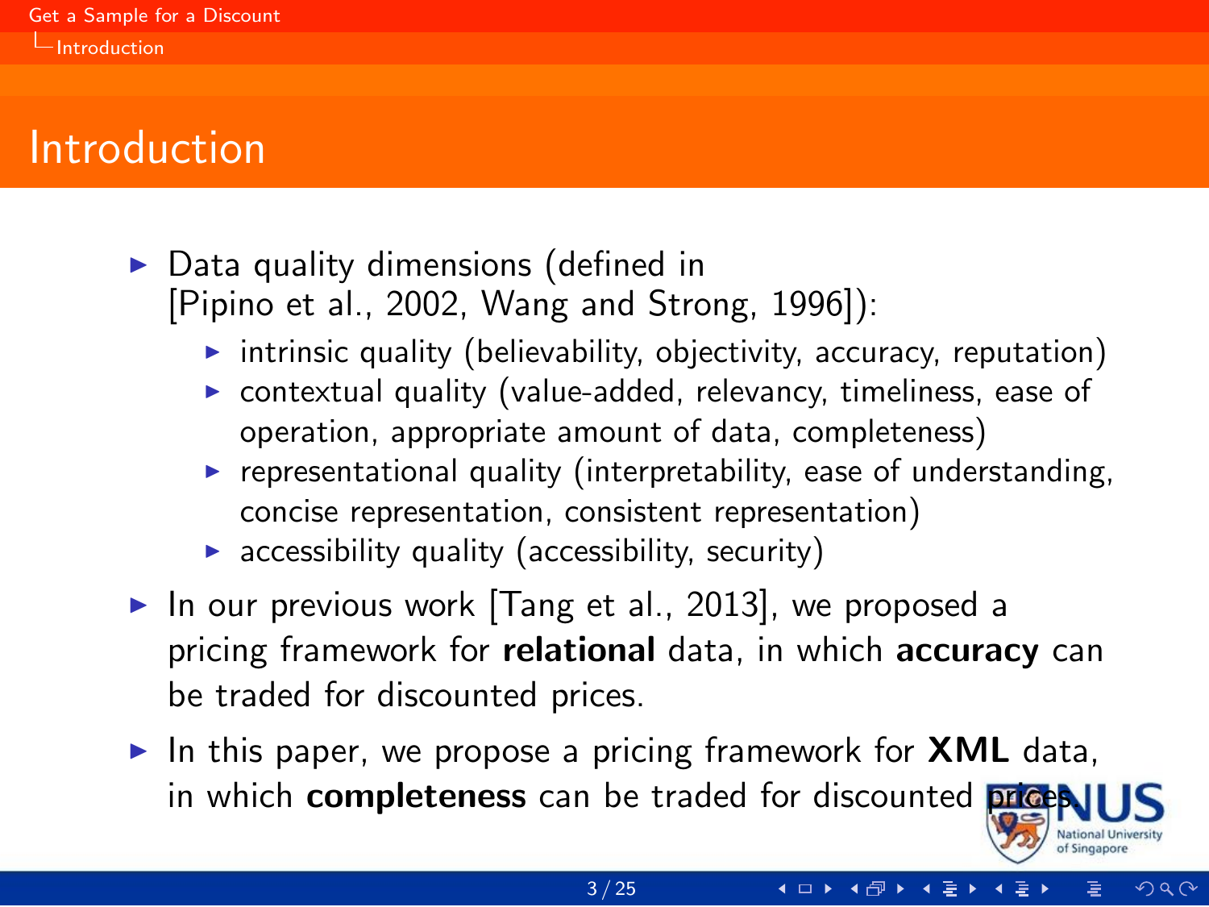# Introduction

- Data quality dimensions (defined in [Pipino et al., 2002, Wang and Strong, 1996]):
  - intrinsic quality (believability, objectivity, accuracy, reputation)
  - contextual quality (value-added, relevancy, timeliness, ease of operation, appropriate amount of data, completeness)
  - representational quality (interpretability, ease of understanding, concise representation, consistent representation)
  - accessibility quality (accessibility, security)
- In our previous work [Tang et al., 2013], we proposed a pricing framework for **relational** data, in which **accuracy** can be traded for discounted prices.
- In this paper, we propose a pricing framework for **XML** data, in which **completeness** can be traded for discounted prices.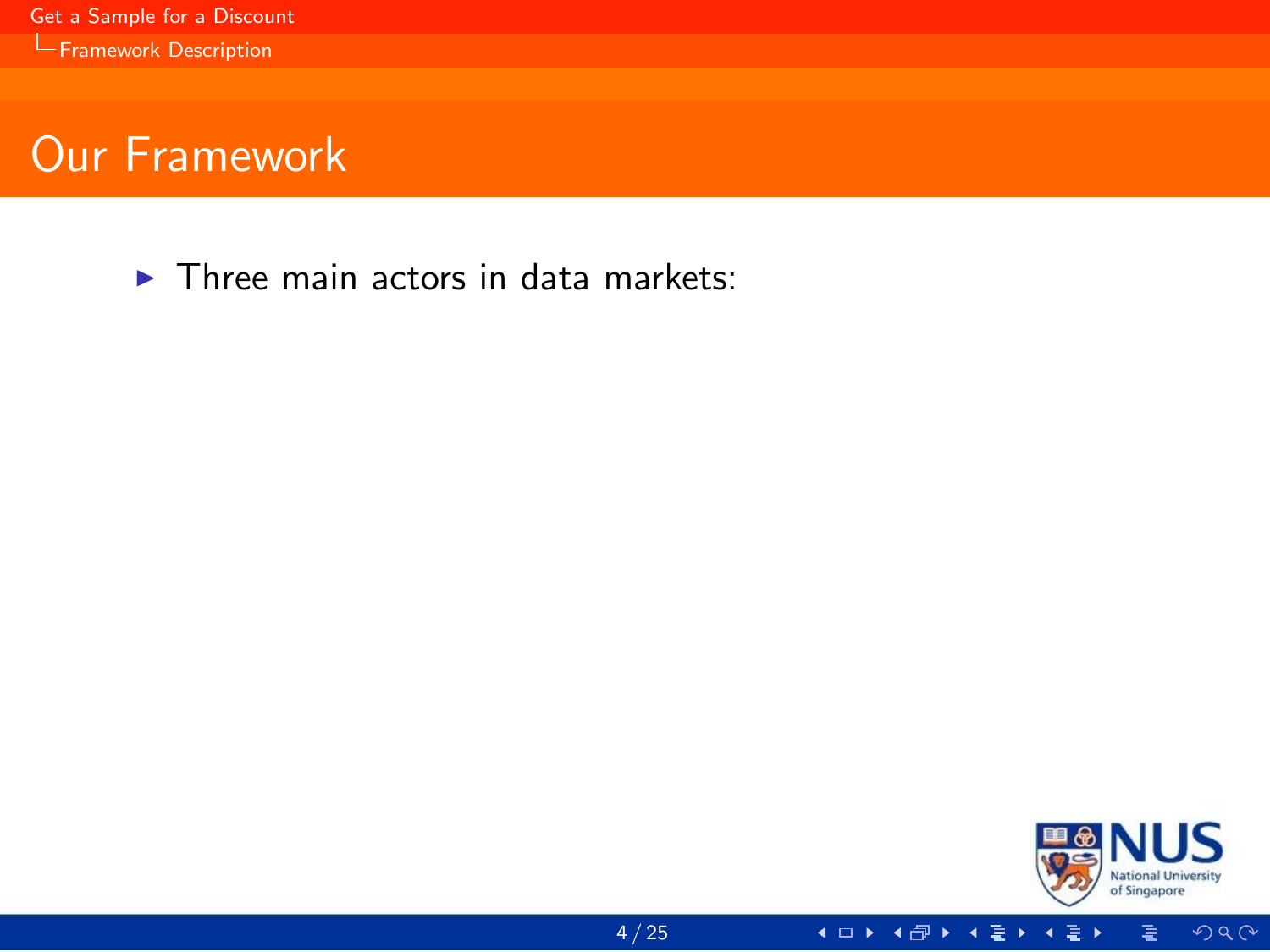# Our Framework

- Three main actors in data markets: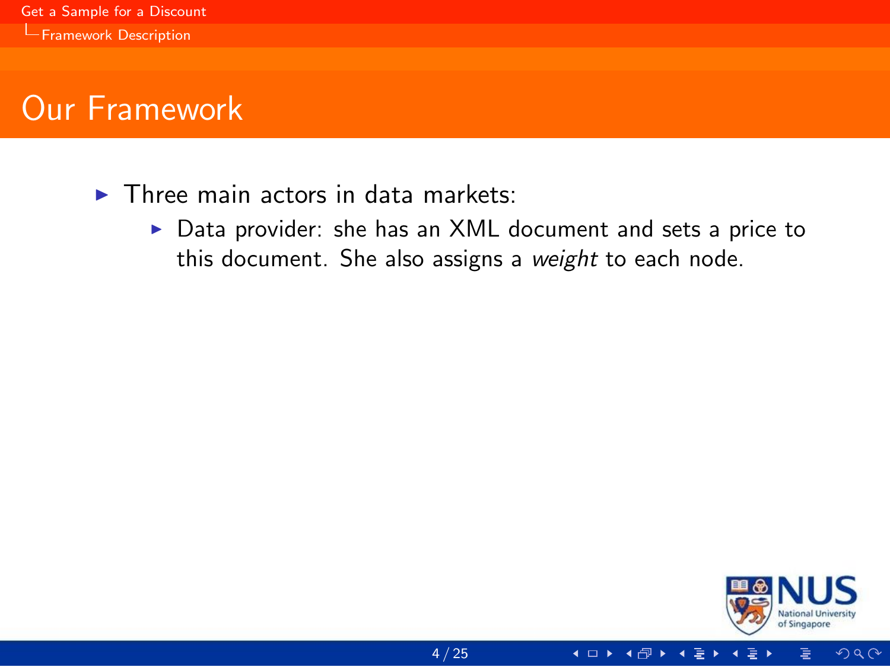# Our Framework

- Three main actors in data markets:
  - Data provider: she has an XML document and sets a price to this document. She also assigns a *weight* to each node.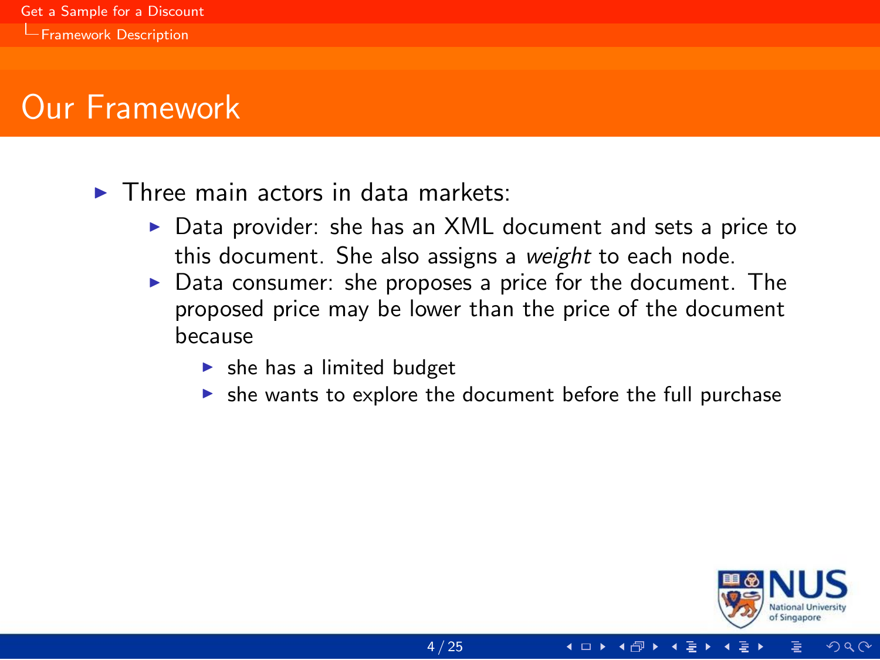# Our Framework

- Three main actors in data markets:
  - Data provider: she has an XML document and sets a price to this document. She also assigns a *weight* to each node.
  - Data consumer: she proposes a price for the document. The proposed price may be lower than the price of the document because
    - she has a limited budget
    - she wants to explore the document before the full purchase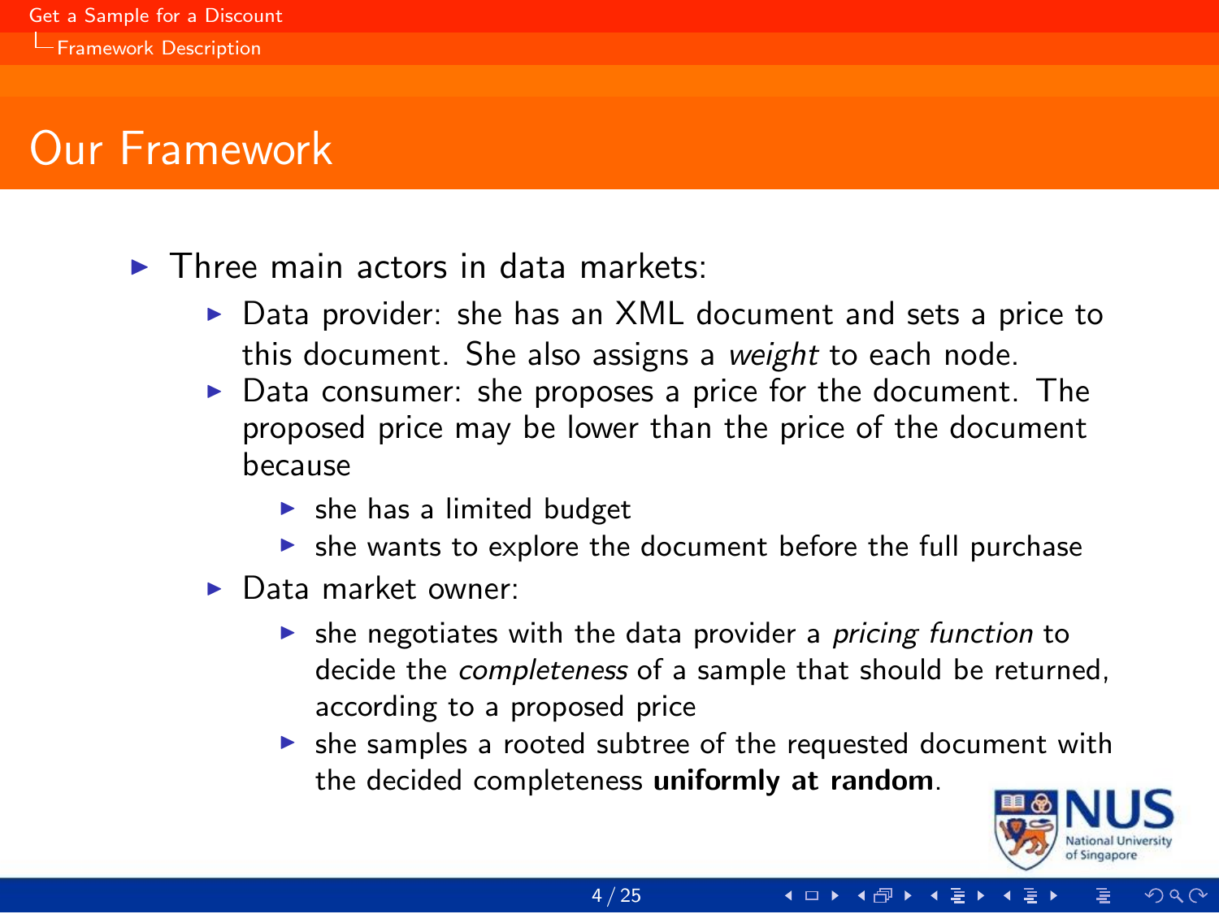## Our Framework

- Three main actors in data markets:
  - Data provider: she has an XML document and sets a price to this document. She also assigns a *weight* to each node.
  - Data consumer: she proposes a price for the document. The proposed price may be lower than the price of the document because
    - she has a limited budget
    - she wants to explore the document before the full purchase
  - Data market owner:
    - she negotiates with the data provider a *pricing function* to decide the *completeness* of a sample that should be returned, according to a proposed price
    - she samples a rooted subtree of the requested document with the decided completeness **uniformly at random**.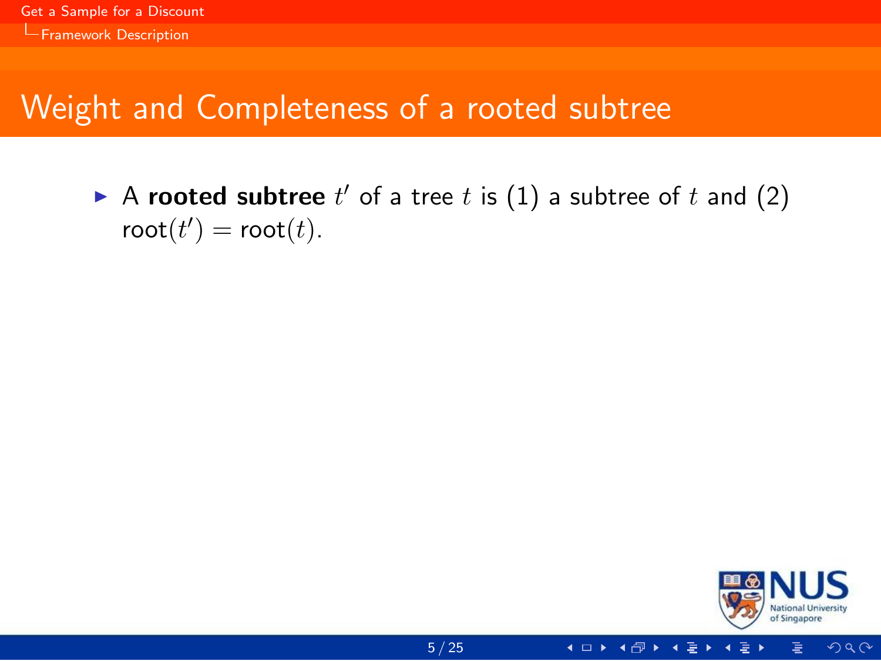# Weight and Completeness of a rooted subtree

- A **rooted subtree** $t'$ of a tree $t$ is (1) a subtree of $t$ and (2) $\text{root}(t') = \text{root}(t)$.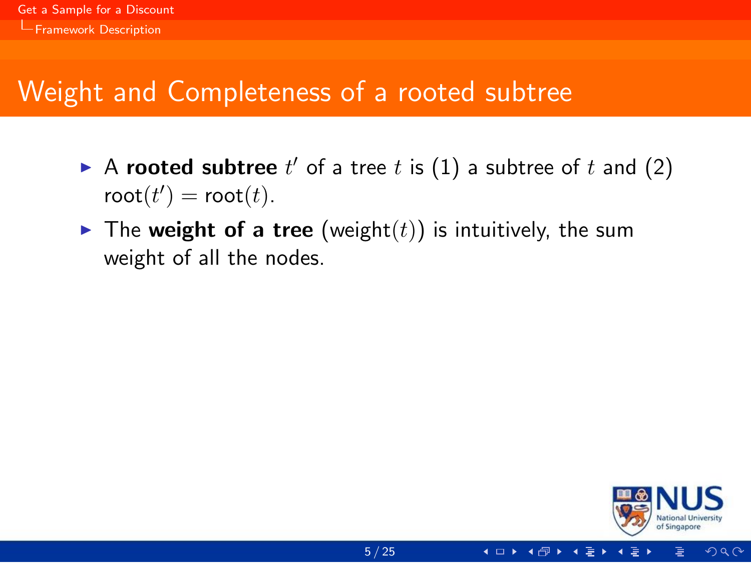# Weight and Completeness of a rooted subtree

- A **rooted subtree** $t'$ of a tree $t$ is (1) a subtree of $t$ and (2) $\text{root}(t') = \text{root}(t)$.
- The **weight of a tree** ($\text{weight}(t)$) is intuitively, the sum weight of all the nodes.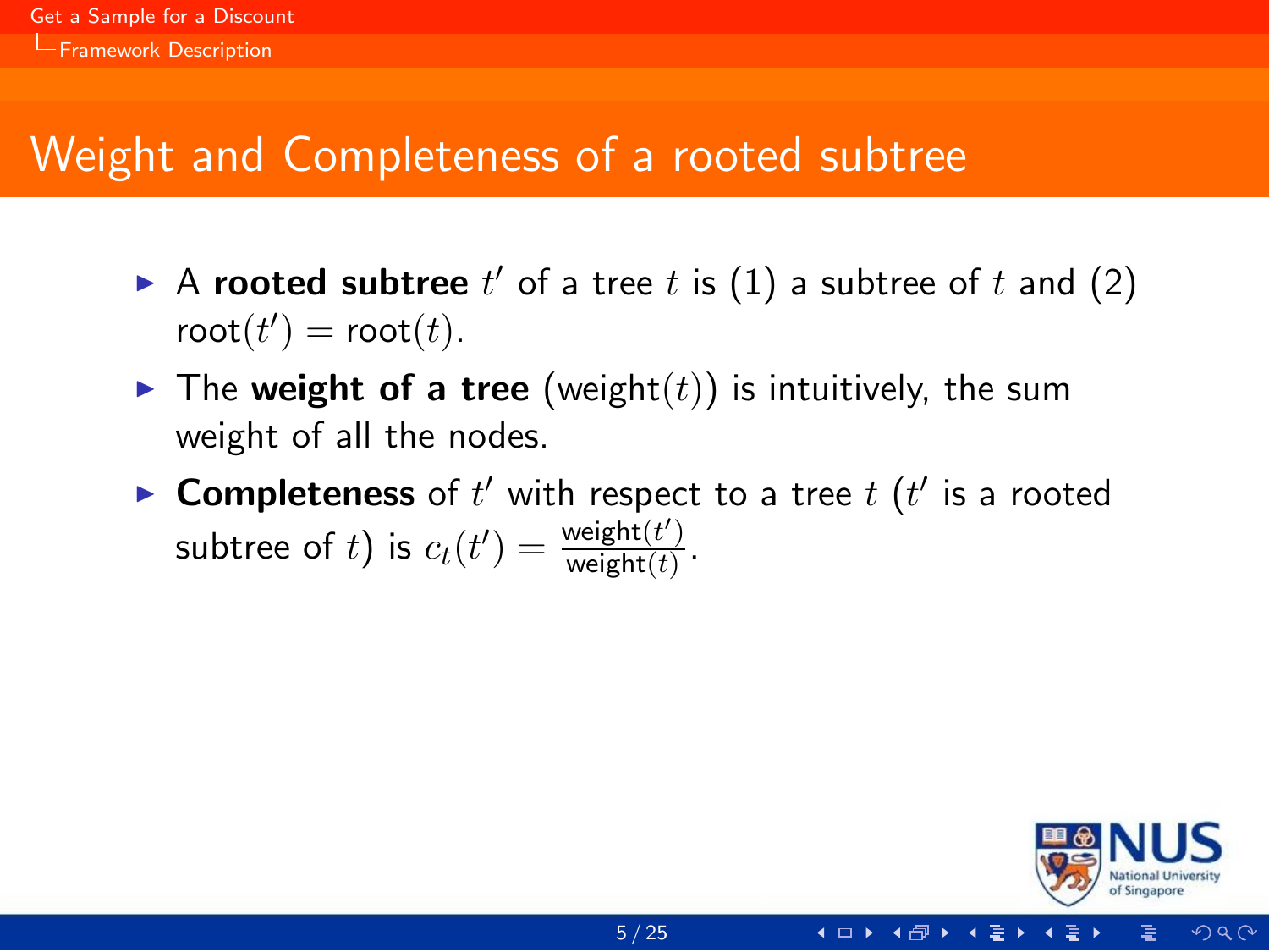# Weight and Completeness of a rooted subtree

- A **rooted subtree** $t'$ of a tree $t$ is (1) a subtree of $t$ and (2) $\text{root}(t') = \text{root}(t)$.
- The **weight of a tree** ($\text{weight}(t)$) is intuitively, the sum weight of all the nodes.
- **Completeness** of $t'$ with respect to a tree $t$ ($t'$ is a rooted subtree of $t$) is $c_t(t') = \frac{\text{weight}(t')}{\text{weight}(t)}$.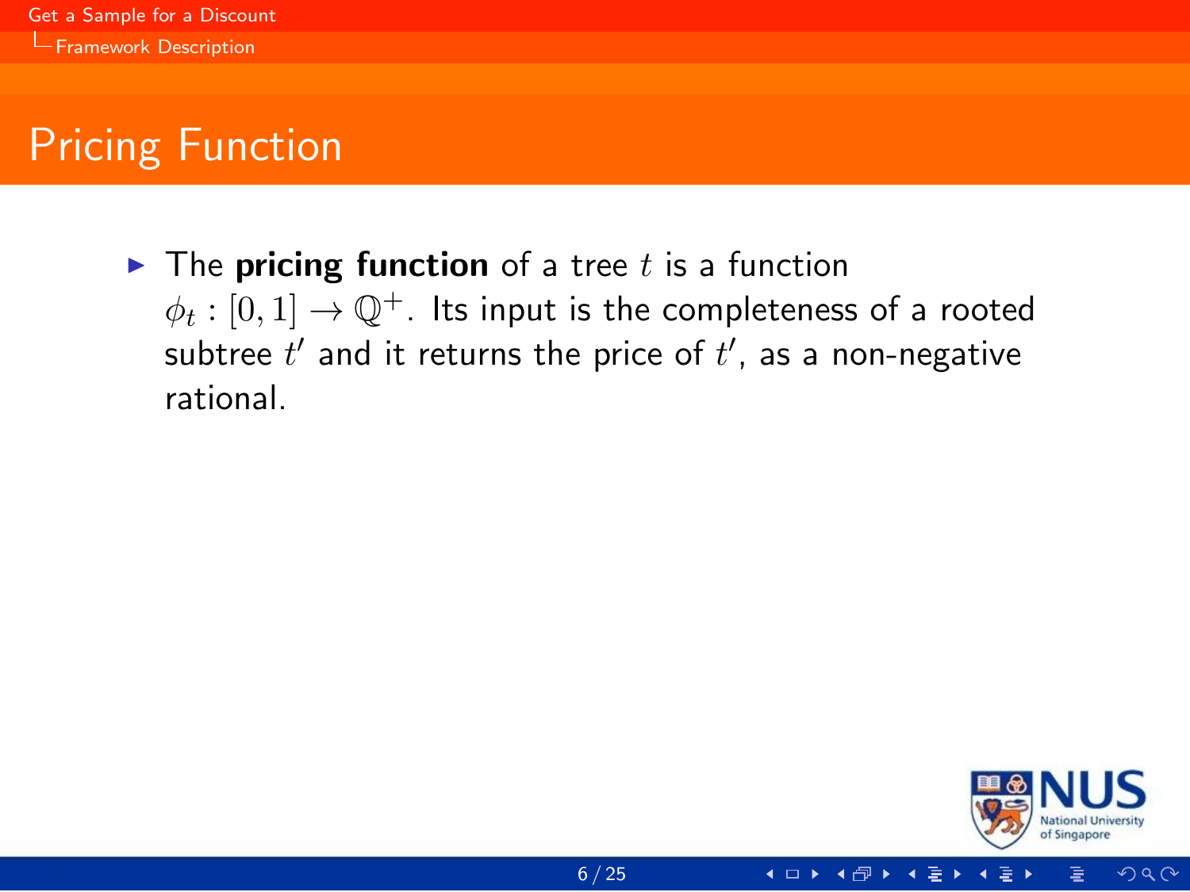# Pricing Function

- The **pricing function** of a tree $t$ is a function $\phi_t : [0, 1] \to \mathbb{Q}^+$. Its input is the completeness of a rooted subtree $t'$ and it returns the price of $t'$, as a non-negative rational.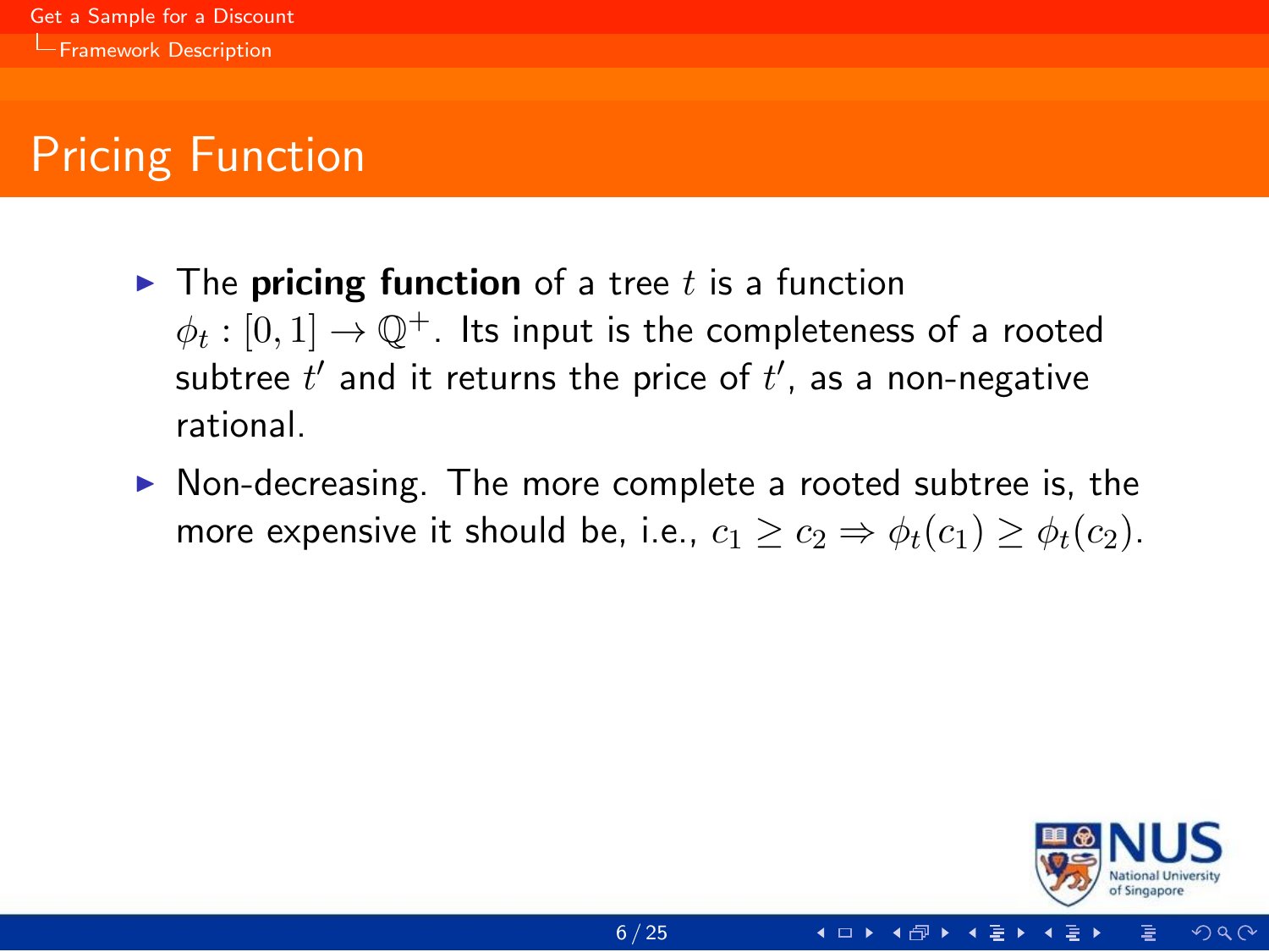# Pricing Function

- The **pricing function** of a tree $t$ is a function $\phi_t : [0, 1] \rightarrow \mathbb{Q}^+$. Its input is the completeness of a rooted subtree $t'$ and it returns the price of $t'$, as a non-negative rational.
- Non-decreasing. The more complete a rooted subtree is, the more expensive it should be, i.e., $c_1 \geq c_2 \Rightarrow \phi_t(c_1) \geq \phi_t(c_2)$.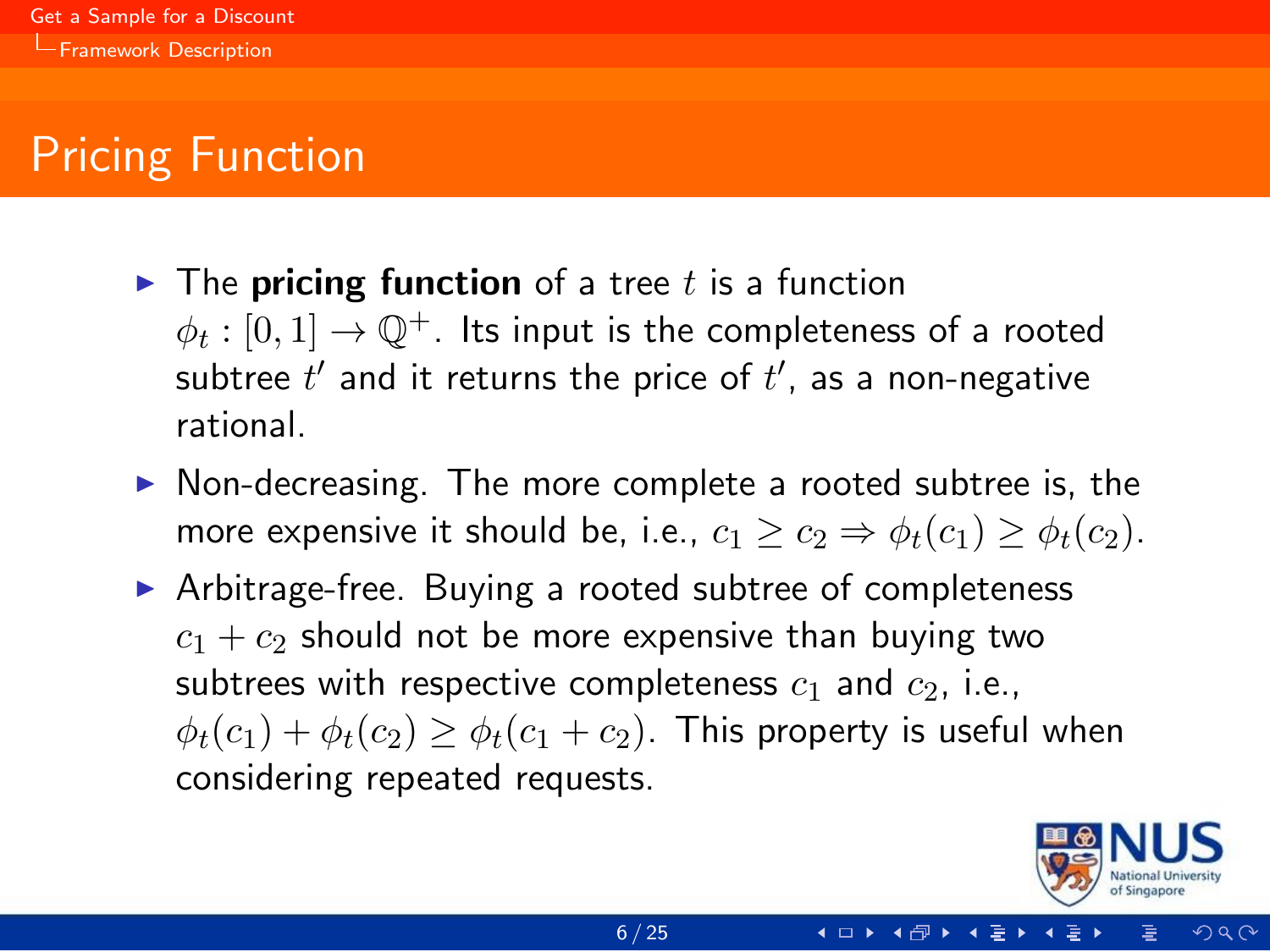# Pricing Function

- The **pricing function** of a tree $t$ is a function $\phi_t : [0, 1] \to \mathbb{Q}^+$. Its input is the completeness of a rooted subtree $t'$ and it returns the price of $t'$, as a non-negative rational.
- Non-decreasing. The more complete a rooted subtree is, the more expensive it should be, i.e., $c_1 \geq c_2 \Rightarrow \phi_t(c_1) \geq \phi_t(c_2)$.
- Arbitrage-free. Buying a rooted subtree of completeness $c_1 + c_2$ should not be more expensive than buying two subtrees with respective completeness $c_1$ and $c_2$, i.e., $\phi_t(c_1) + \phi_t(c_2) \geq \phi_t(c_1 + c_2)$. This property is useful when considering repeated requests.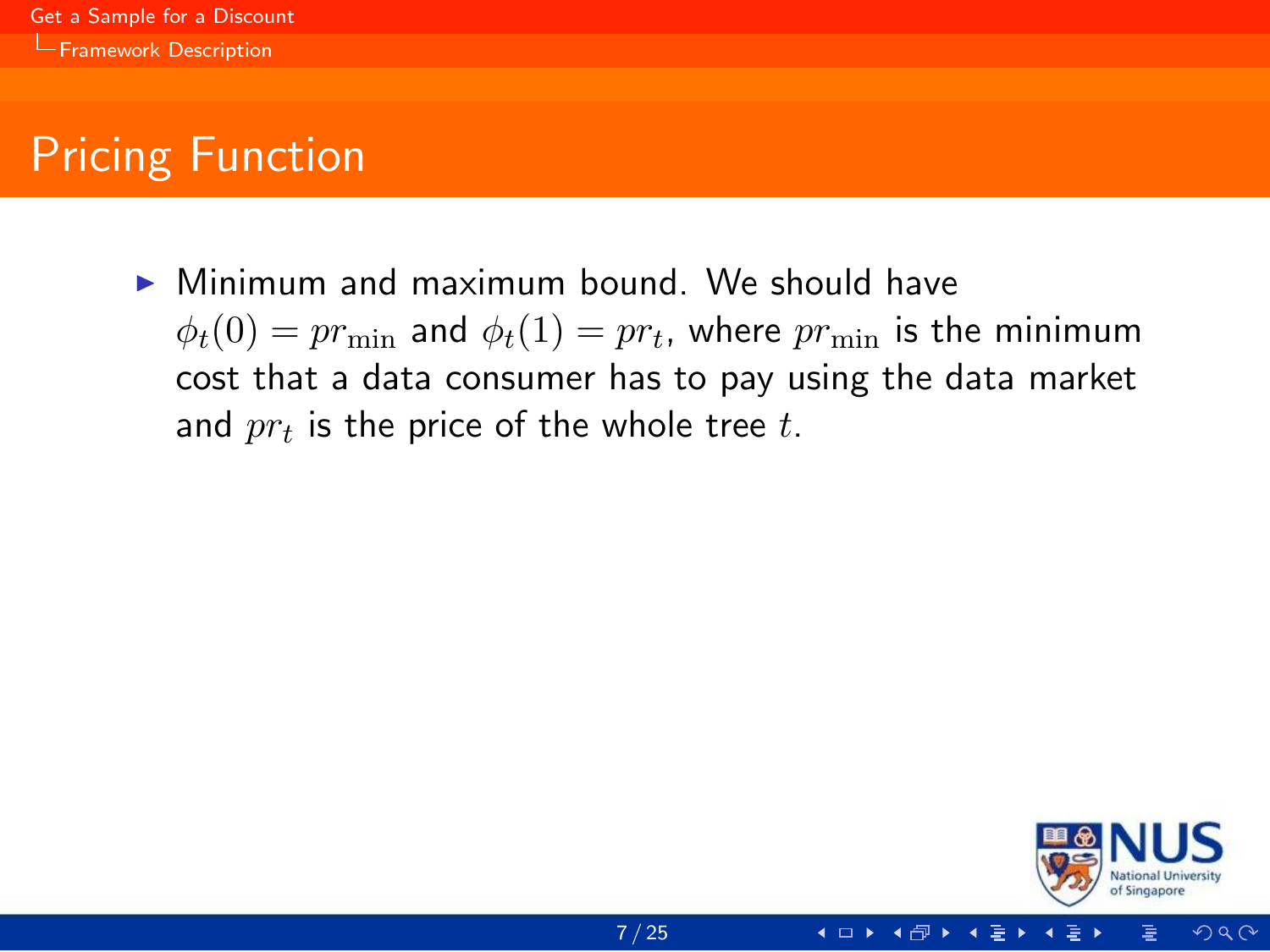## Pricing Function

- Minimum and maximum bound. We should have $\phi_t(0) = pr_{\min}$ and $\phi_t(1) = pr_t$, where $pr_{\min}$ is the minimum cost that a data consumer has to pay using the data market and $pr_t$ is the price of the whole tree $t$.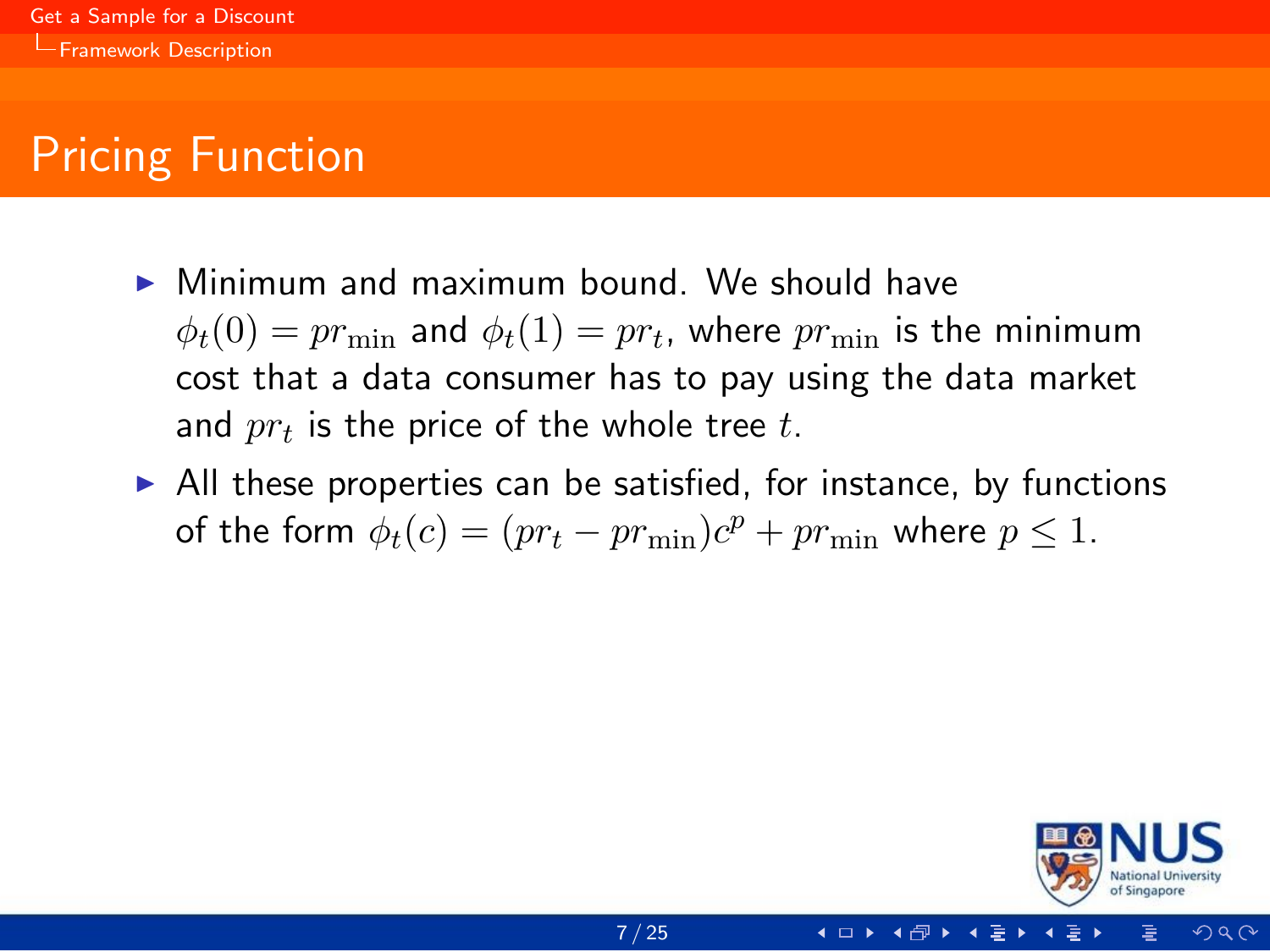## Pricing Function

- Minimum and maximum bound. We should have $\phi_t(0) = pr_{\min}$ and $\phi_t(1) = pr_t$, where $pr_{\min}$ is the minimum cost that a data consumer has to pay using the data market and $pr_t$ is the price of the whole tree $t$.
- All these properties can be satisfied, for instance, by functions of the form $\phi_t(c) = (pr_t - pr_{\min})c^p + pr_{\min}$ where $p \leq 1$.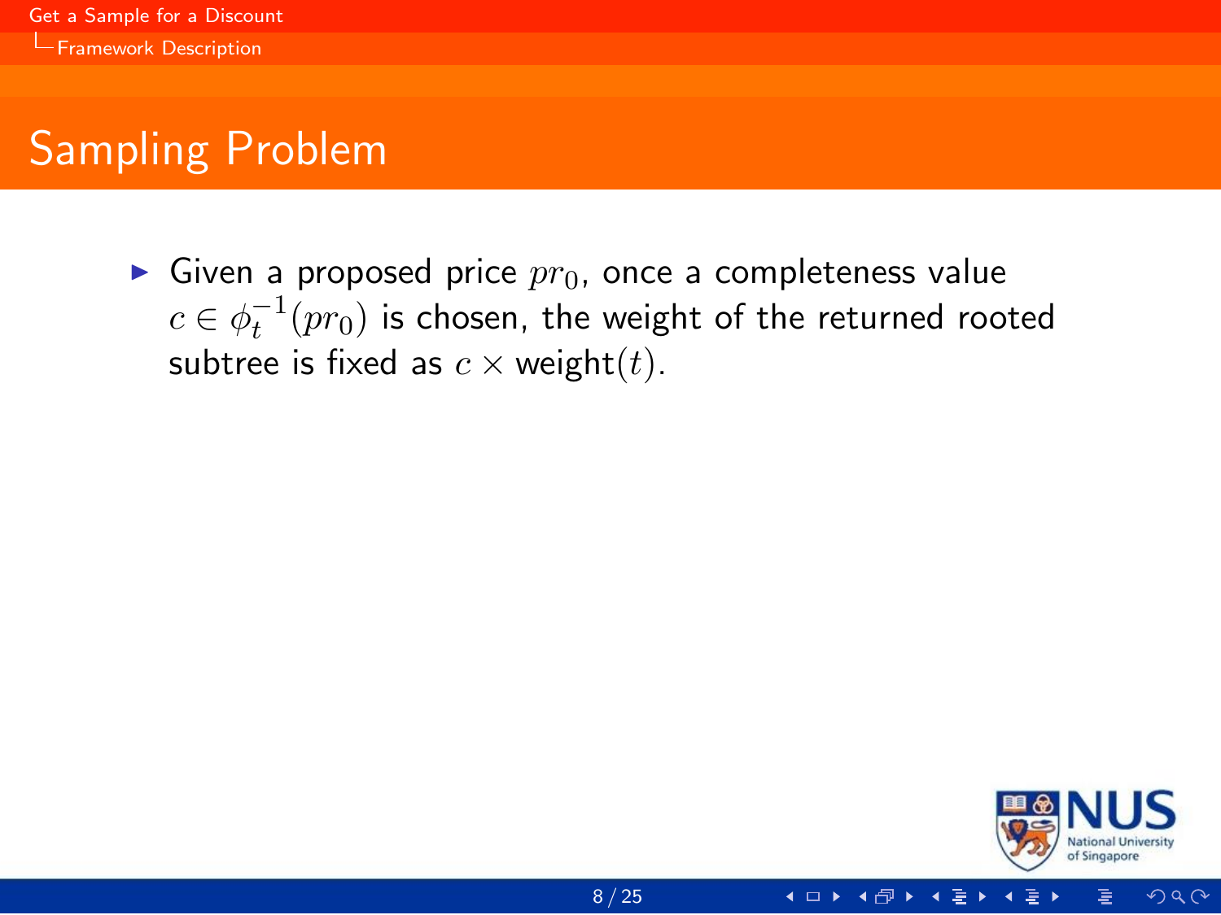# Sampling Problem

- Given a proposed price $pr_0$, once a completeness value $c \in \phi_t^{-1}(pr_0)$ is chosen, the weight of the returned rooted subtree is fixed as $c \times \text{weight}(t)$.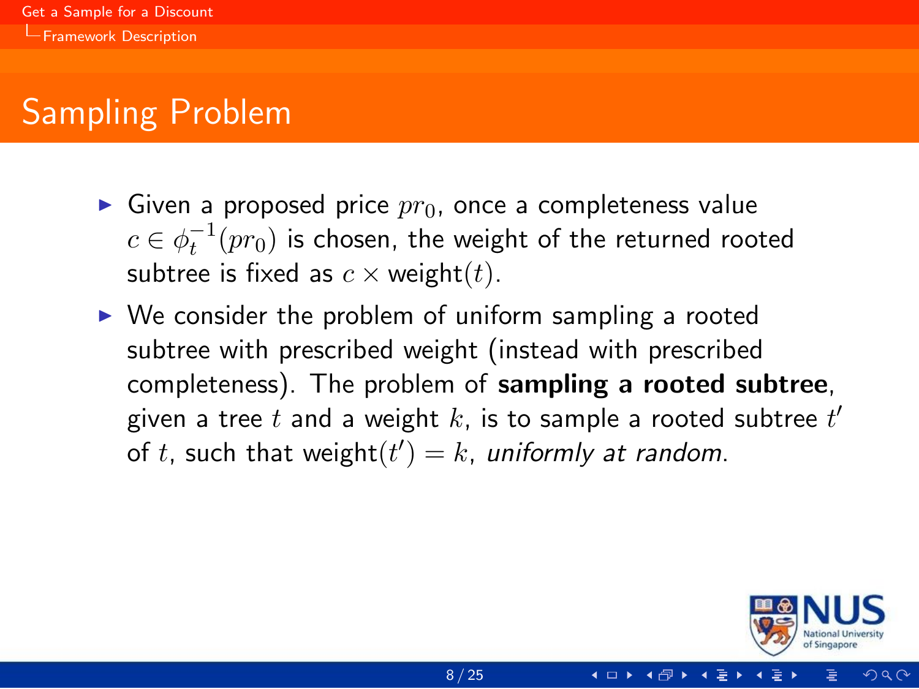# Sampling Problem

- Given a proposed price $pr_0$, once a completeness value $c \in \phi_t^{-1}(pr_0)$ is chosen, the weight of the returned rooted subtree is fixed as $c \times \text{weight}(t)$.
- We consider the problem of uniform sampling a rooted subtree with prescribed weight (instead with prescribed completeness). The problem of **sampling a rooted subtree**, given a tree $t$ and a weight $k$, is to sample a rooted subtree $t'$ of $t$, such that $\text{weight}(t') = k$, *uniformly at random*.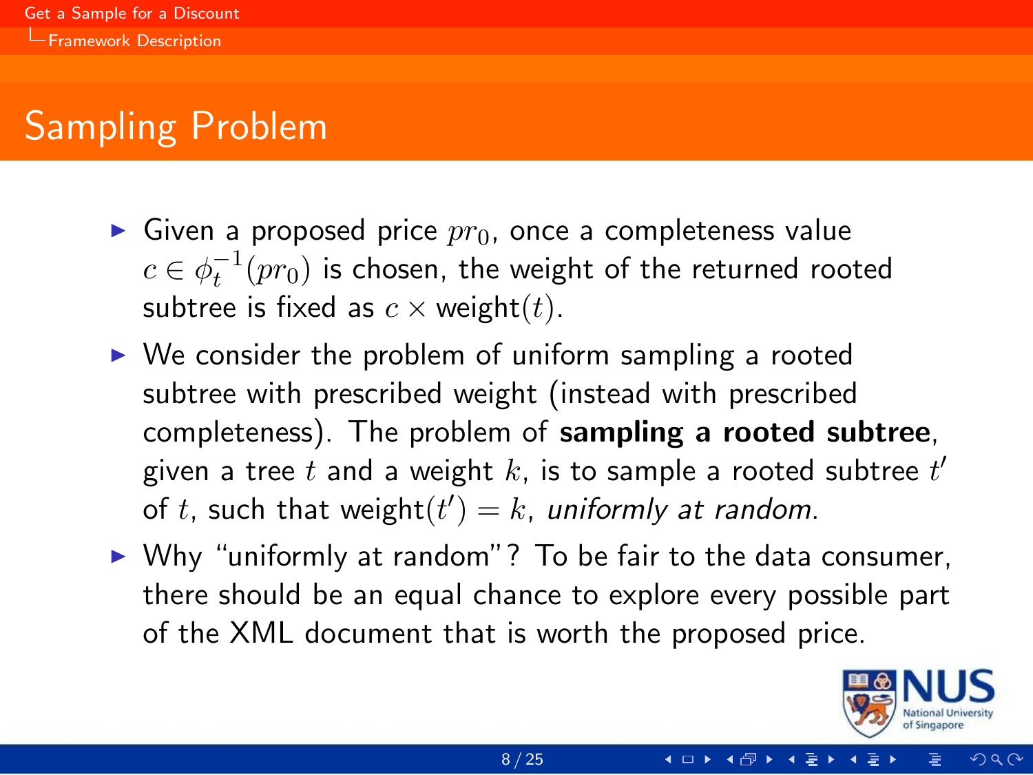# Sampling Problem

- Given a proposed price $pr_0$, once a completeness value $c \in \phi_t^{-1}(pr_0)$ is chosen, the weight of the returned rooted subtree is fixed as $c \times \text{weight}(t)$.
- We consider the problem of uniform sampling a rooted subtree with prescribed weight (instead with prescribed completeness). The problem of **sampling a rooted subtree**, given a tree $t$ and a weight $k$, is to sample a rooted subtree $t'$ of $t$, such that $\text{weight}(t') = k$, *uniformly at random*.
- Why "uniformly at random"? To be fair to the data consumer, there should be an equal chance to explore every possible part of the XML document that is worth the proposed price.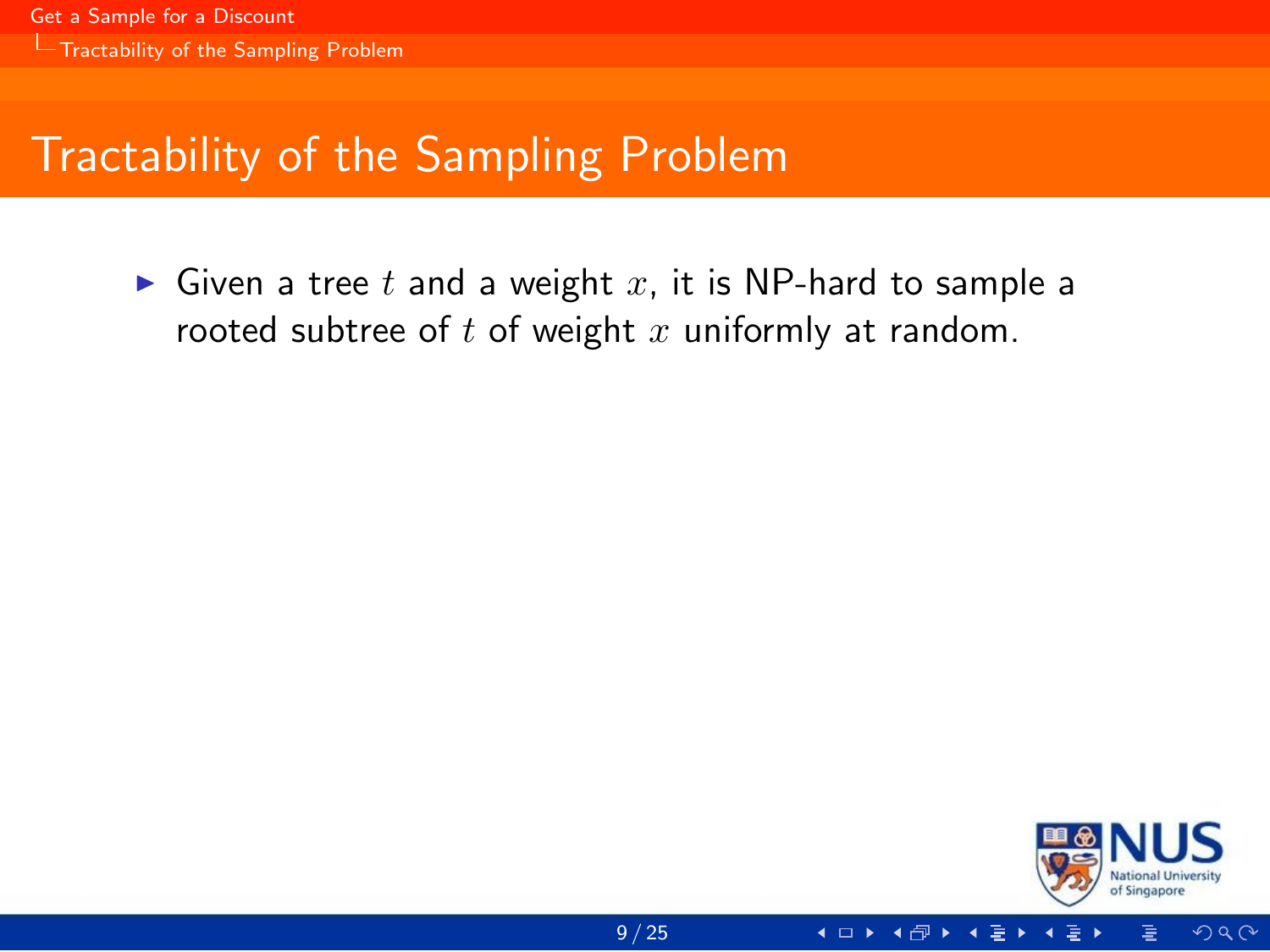# Tractability of the Sampling Problem

- Given a tree $t$ and a weight $x$, it is NP-hard to sample a rooted subtree of $t$ of weight $x$ uniformly at random.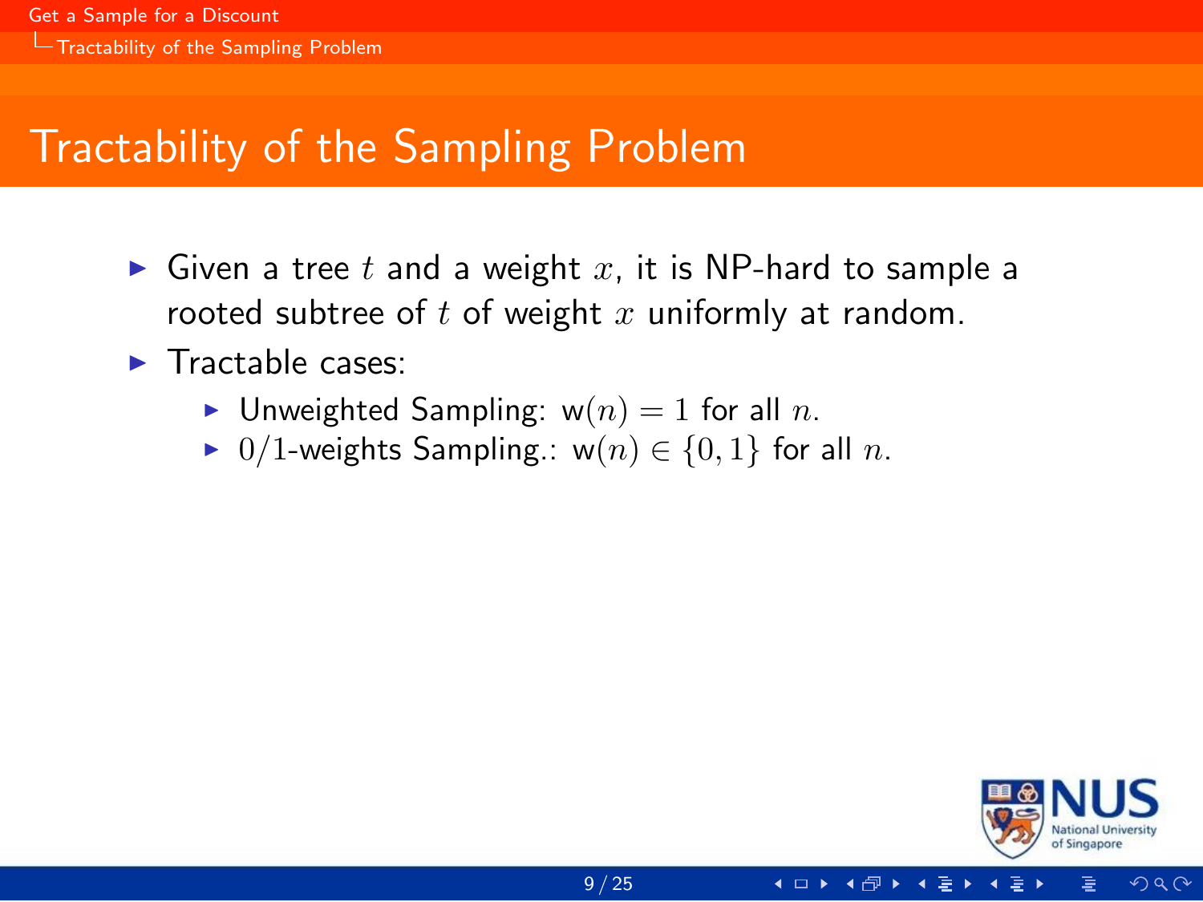# Tractability of the Sampling Problem

- Given a tree $t$ and a weight $x$, it is NP-hard to sample a rooted subtree of $t$ of weight $x$ uniformly at random.
- Tractable cases:
  - Unweighted Sampling: $\mathsf{w}(n) = 1$ for all $n$.
  - $0/1$-weights Sampling.: $\mathsf{w}(n) \in \{0, 1\}$ for all $n$.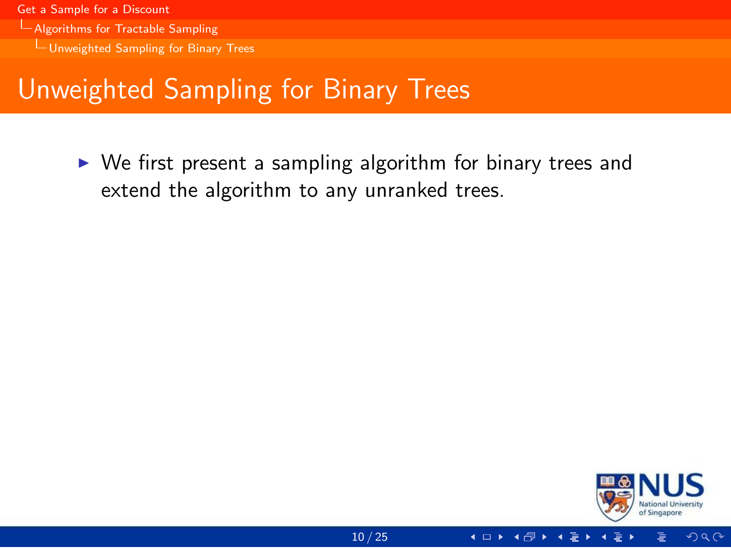# Unweighted Sampling for Binary Trees

- We first present a sampling algorithm for binary trees and extend the algorithm to any unranked trees.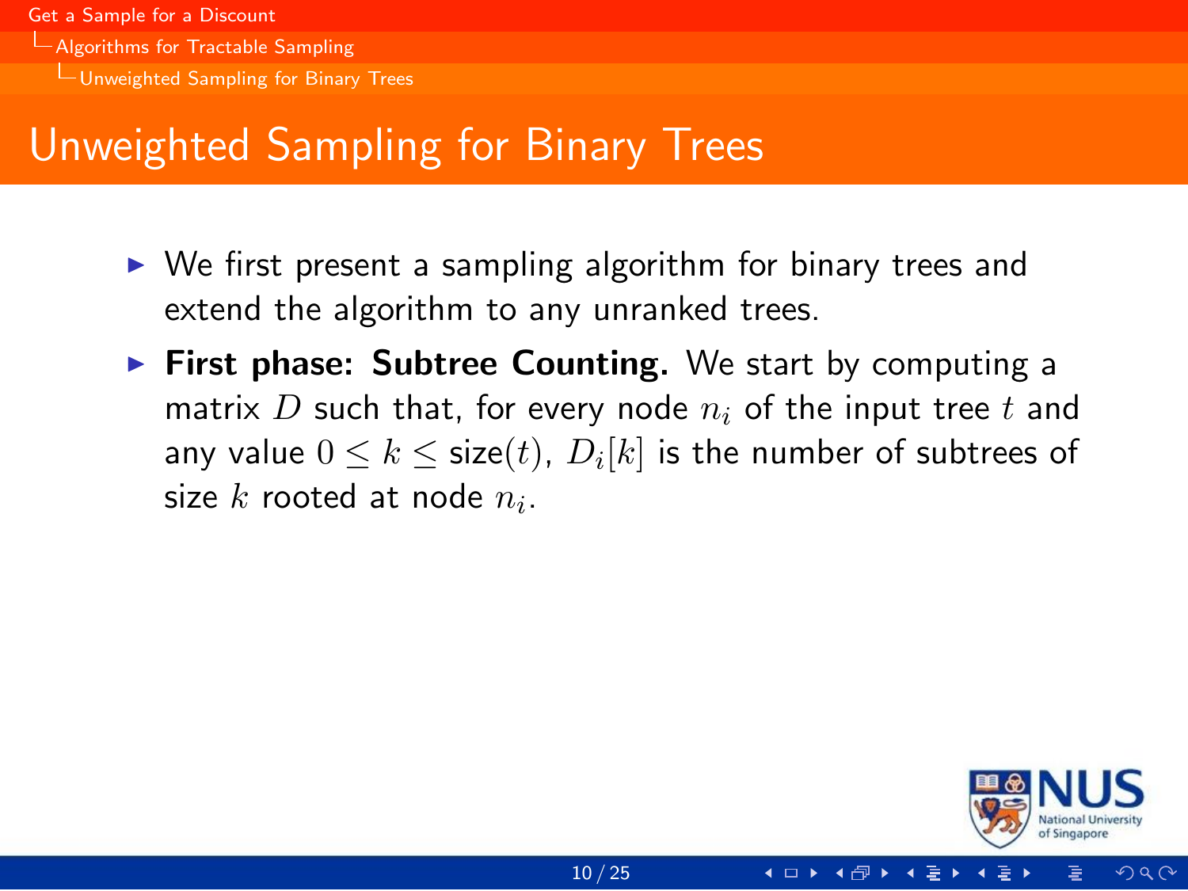# Unweighted Sampling for Binary Trees

- We first present a sampling algorithm for binary trees and extend the algorithm to any unranked trees.
- **First phase: Subtree Counting.** We start by computing a matrix $D$ such that, for every node $n_i$ of the input tree $t$ and any value $0 \leq k \leq \text{size}(t)$, $D_i[k]$ is the number of subtrees of size $k$ rooted at node $n_i$.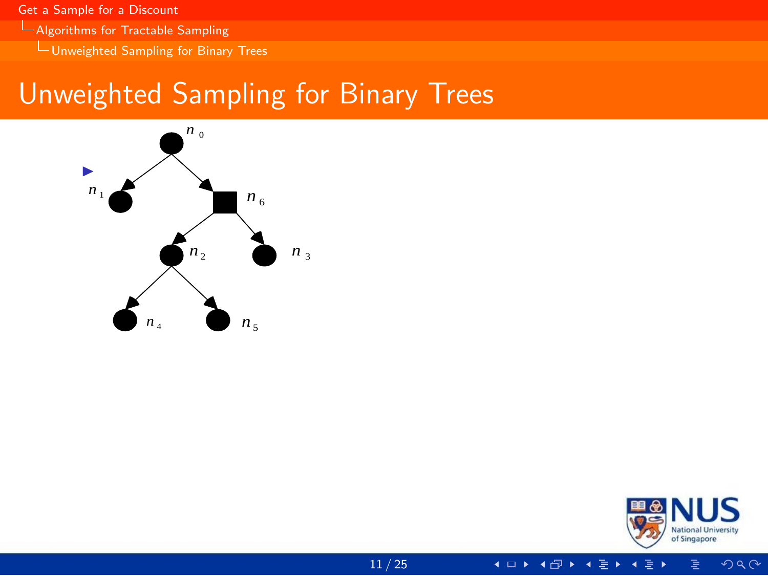# Unweighted Sampling for Binary Trees

$n_0$

$n_1$ $n_6$

$n_2$ $n_3$

$n_4$ $n_5$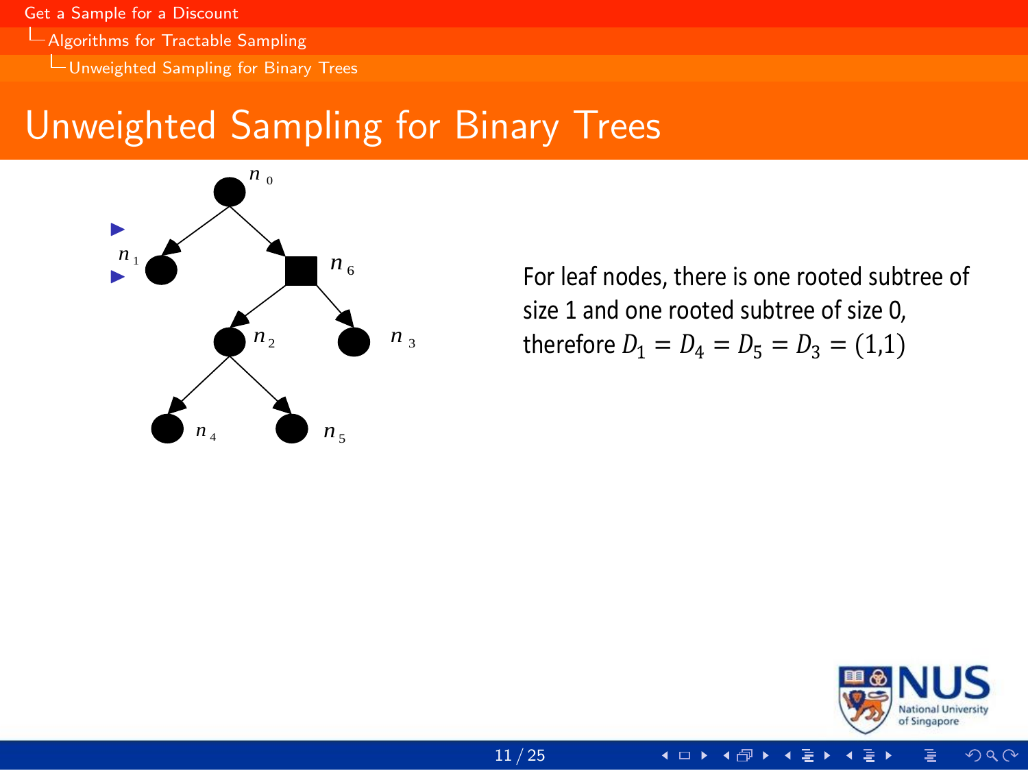# Unweighted Sampling for Binary Trees

For leaf nodes, there is one rooted subtree of size 1 and one rooted subtree of size 0, therefore $D_1 = D_4 = D_5 = D_3 = (1,1)$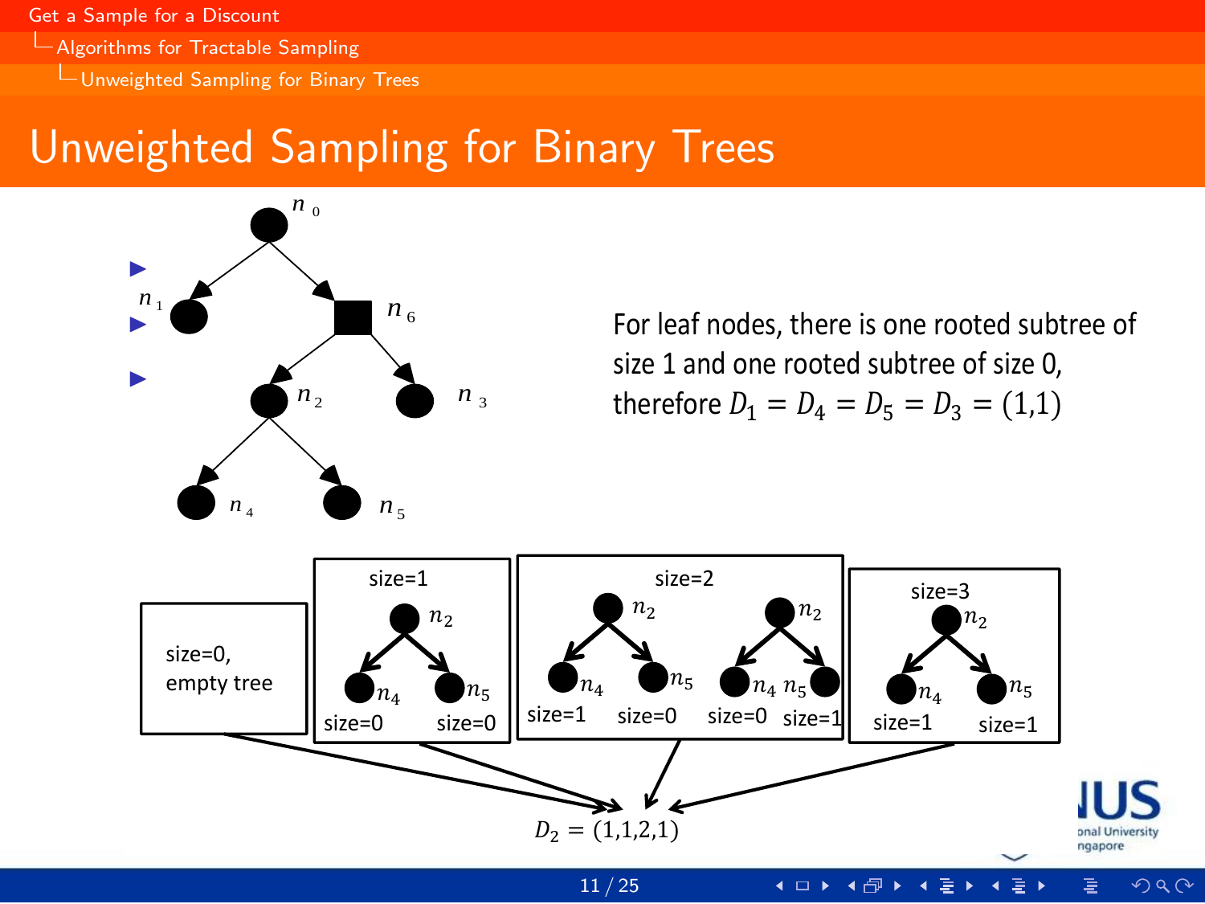# Unweighted Sampling for Binary Trees

For leaf nodes, there is one rooted subtree of size 1 and one rooted subtree of size 0, therefore $D_1 = D_4 = D_5 = D_3 = (1,1)$

size=0, empty tree

size=1: $n_2$; $n_4$ size=0, $n_5$ size=0

size=2: $n_2$; $n_4$ size=1, $n_5$ size=0; $n_2$; $n_4$ size=0, $n_5$ size=1

size=3: $n_2$; $n_4$ size=1, $n_5$ size=1

$D_2 = (1,1,2,1)$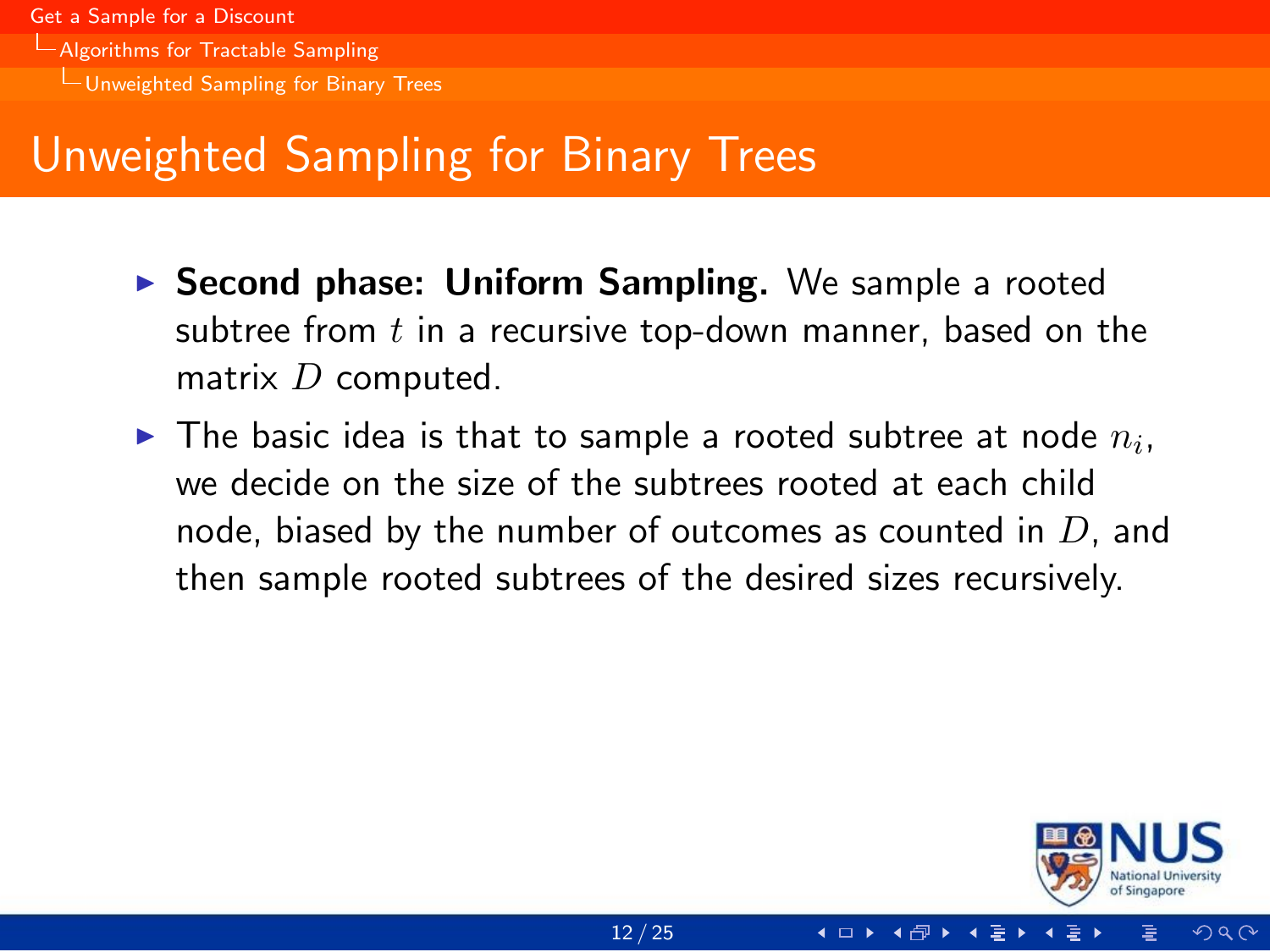# Unweighted Sampling for Binary Trees

- **Second phase: Uniform Sampling.** We sample a rooted subtree from $t$ in a recursive top-down manner, based on the matrix $D$ computed.
- The basic idea is that to sample a rooted subtree at node $n_i$, we decide on the size of the subtrees rooted at each child node, biased by the number of outcomes as counted in $D$, and then sample rooted subtrees of the desired sizes recursively.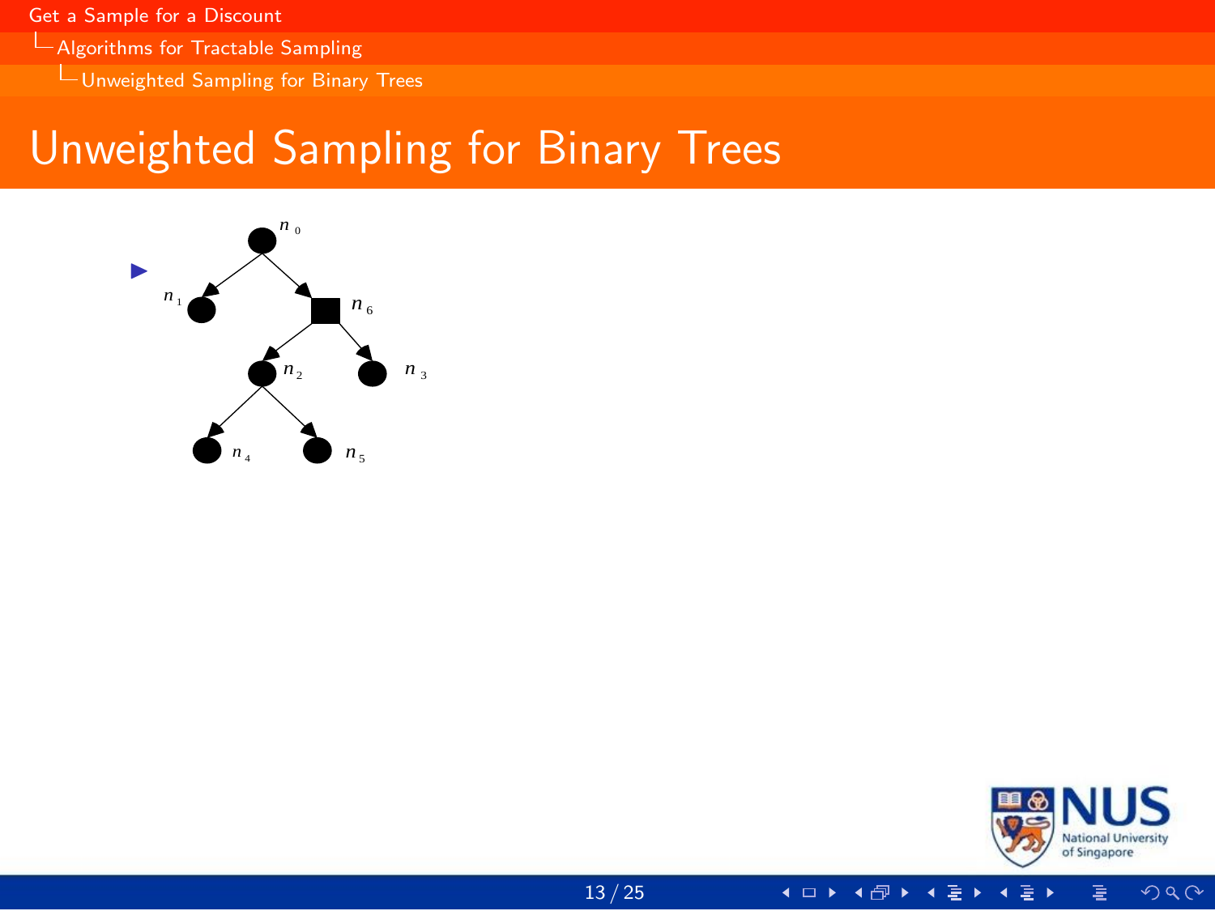# Unweighted Sampling for Binary Trees

- $n_0$, $n_1$, $n_6$, $n_2$, $n_3$, $n_4$, $n_5$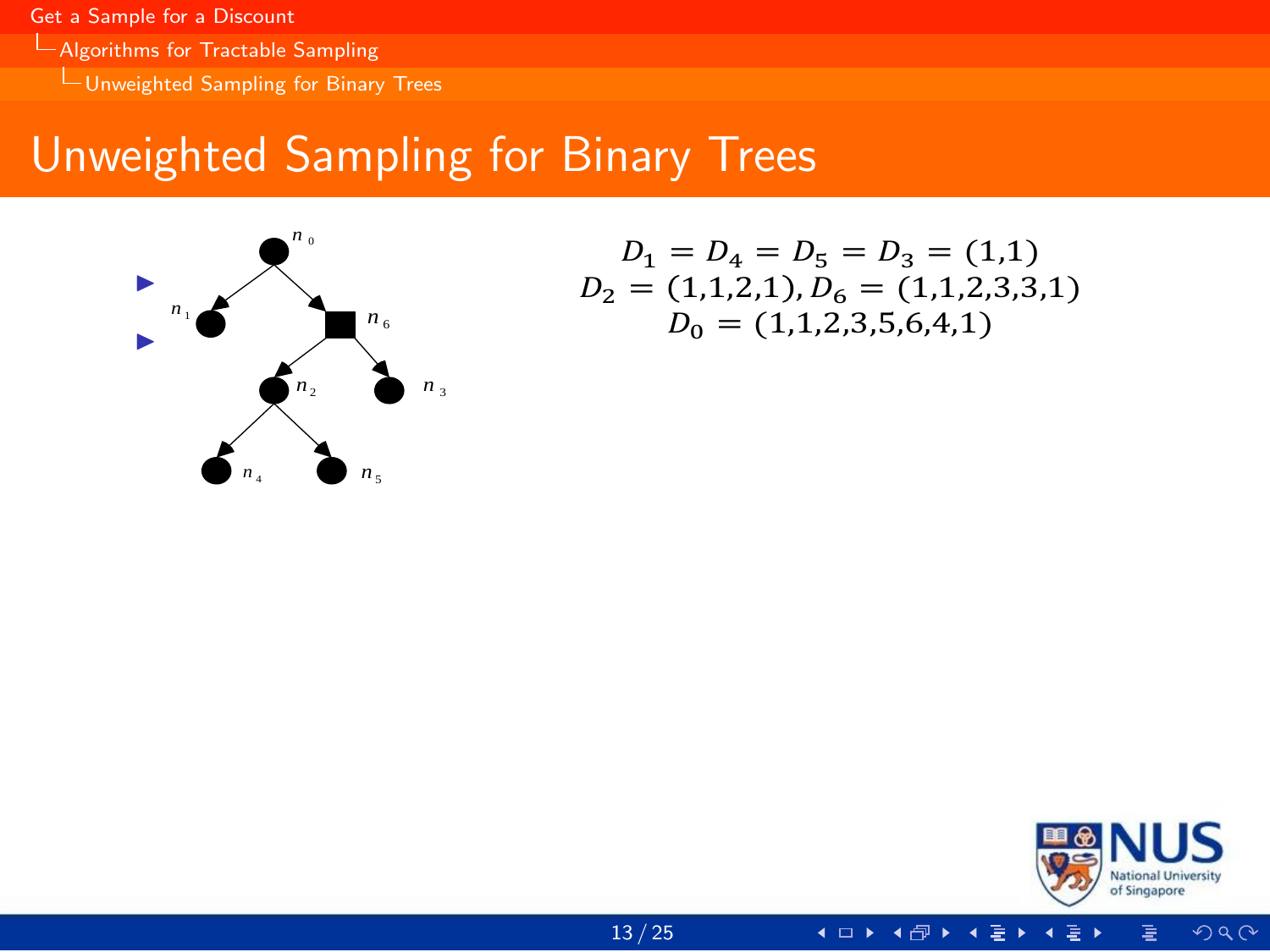# Unweighted Sampling for Binary Trees

$$D_1 = D_4 = D_5 = D_3 = (1,1)$$
$$D_2 = (1,1,2,1), D_6 = (1,1,2,3,3,1)$$
$$D_0 = (1,1,2,3,5,6,4,1)$$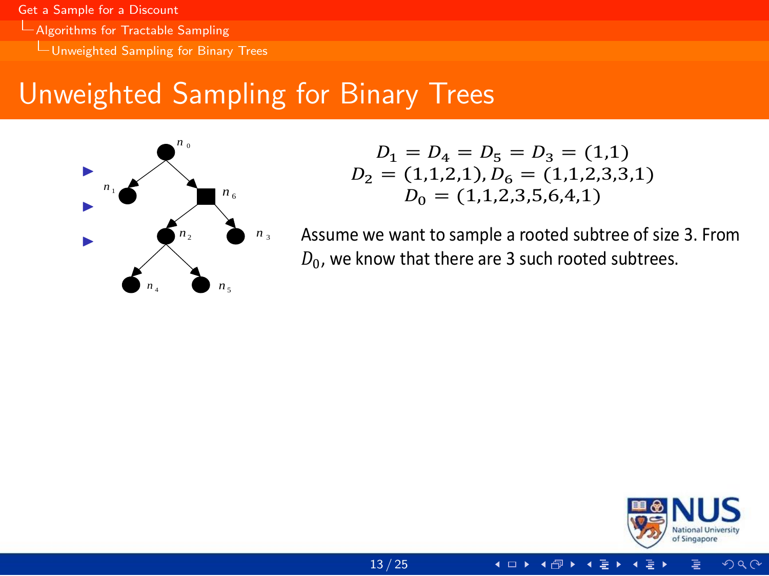# Unweighted Sampling for Binary Trees

$$D_1 = D_4 = D_5 = D_3 = (1,1)$$
$$D_2 = (1,1,2,1), D_6 = (1,1,2,3,3,1)$$
$$D_0 = (1,1,2,3,5,6,4,1)$$

Assume we want to sample a rooted subtree of size 3. From $D_0$, we know that there are 3 such rooted subtrees.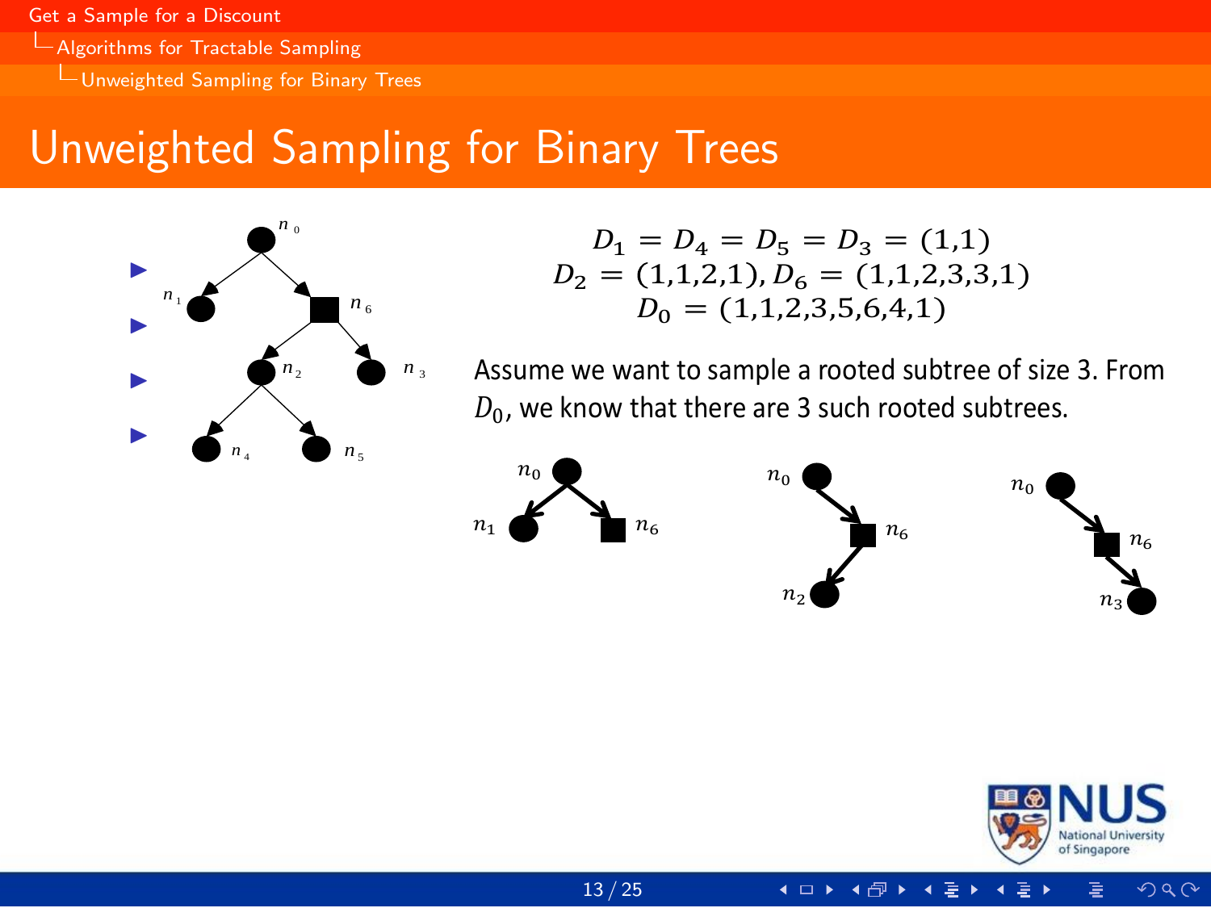## Unweighted Sampling for Binary Trees

$$D_1 = D_4 = D_5 = D_3 = (1,1)$$
$$D_2 = (1,1,2,1), D_6 = (1,1,2,3,3,1)$$
$$D_0 = (1,1,2,3,5,6,4,1)$$

Assume we want to sample a rooted subtree of size 3. From $D_0$, we know that there are 3 such rooted subtrees.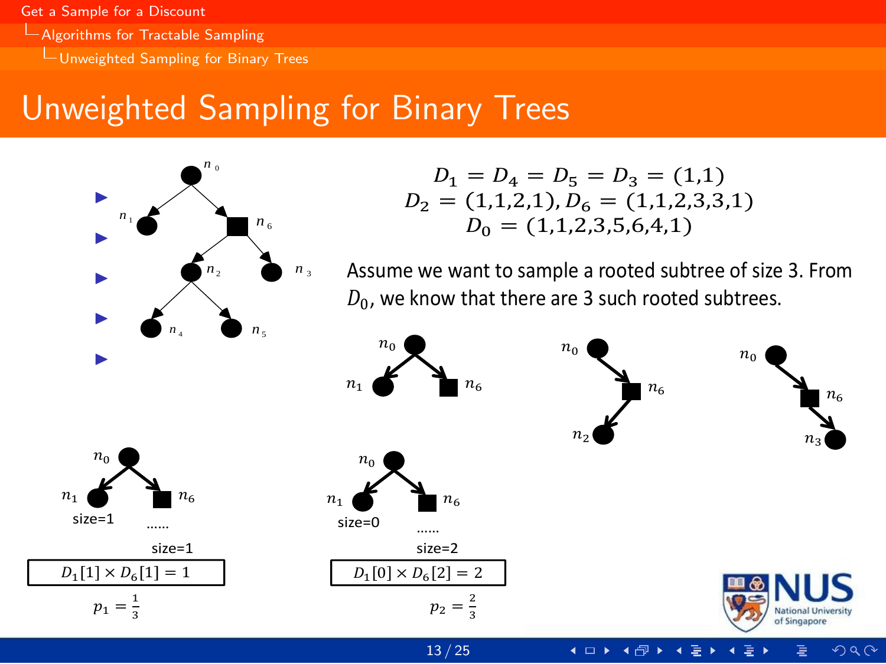# Unweighted Sampling for Binary Trees

$$D_1 = D_4 = D_5 = D_3 = (1,1)$$
$$D_2 = (1,1,2,1), D_6 = (1,1,2,3,3,1)$$
$$D_0 = (1,1,2,3,5,6,4,1)$$

Assume we want to sample a rooted subtree of size 3. From $D_0$, we know that there are 3 such rooted subtrees.

$n_1$: size=1, $n_6$: size=1

$$D_1[1] \times D_6[1] = 1$$

$$p_1 = \frac{1}{3}$$

$n_1$: size=0, $n_6$: size=2

$$D_1[0] \times D_6[2] = 2$$

$$p_2 = \frac{2}{3}$$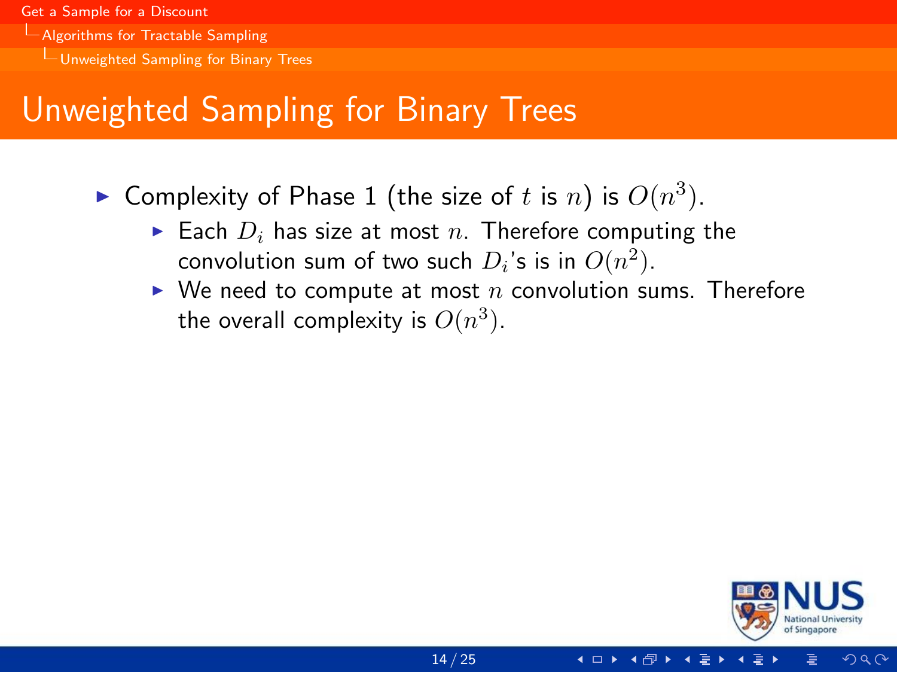## Unweighted Sampling for Binary Trees

- Complexity of Phase 1 (the size of $t$ is $n$) is $O(n^3)$.
  - Each $D_i$ has size at most $n$. Therefore computing the convolution sum of two such $D_i$'s is in $O(n^2)$.
  - We need to compute at most $n$ convolution sums. Therefore the overall complexity is $O(n^3)$.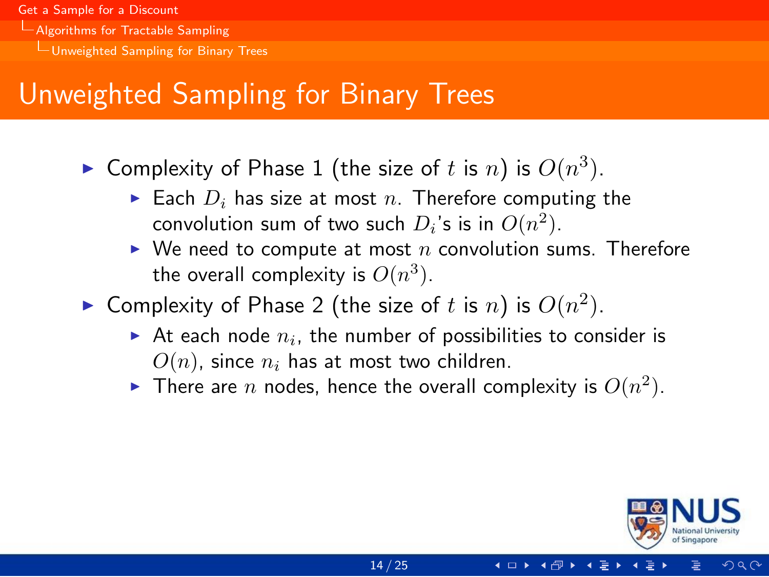# Unweighted Sampling for Binary Trees

- Complexity of Phase 1 (the size of $t$ is $n$) is $O(n^3)$.
  - Each $D_i$ has size at most $n$. Therefore computing the convolution sum of two such $D_i$'s is in $O(n^2)$.
  - We need to compute at most $n$ convolution sums. Therefore the overall complexity is $O(n^3)$.
- Complexity of Phase 2 (the size of $t$ is $n$) is $O(n^2)$.
  - At each node $n_i$, the number of possibilities to consider is $O(n)$, since $n_i$ has at most two children.
  - There are $n$ nodes, hence the overall complexity is $O(n^2)$.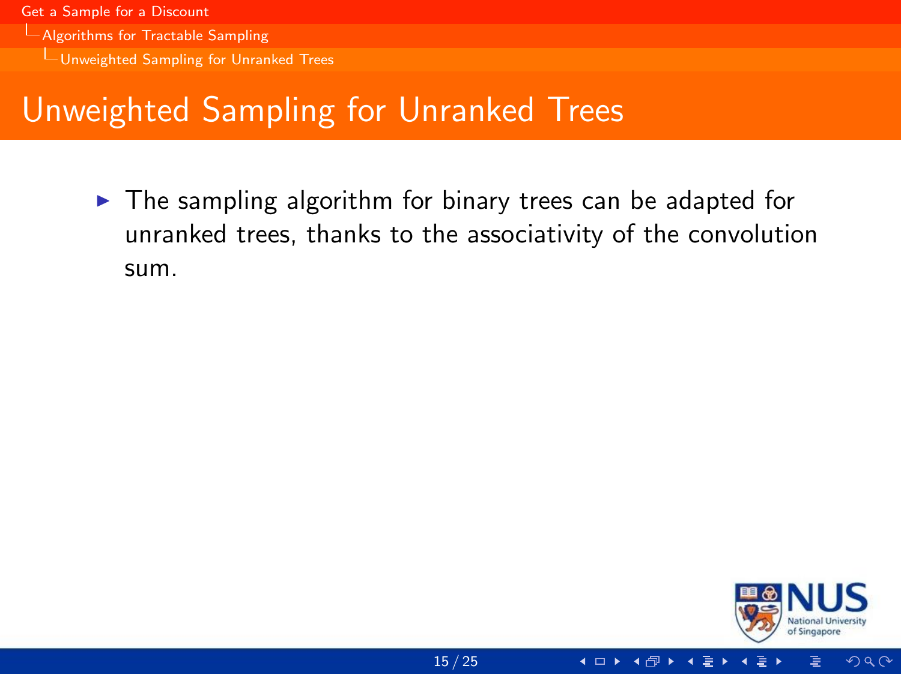## Unweighted Sampling for Unranked Trees

- The sampling algorithm for binary trees can be adapted for unranked trees, thanks to the associativity of the convolution sum.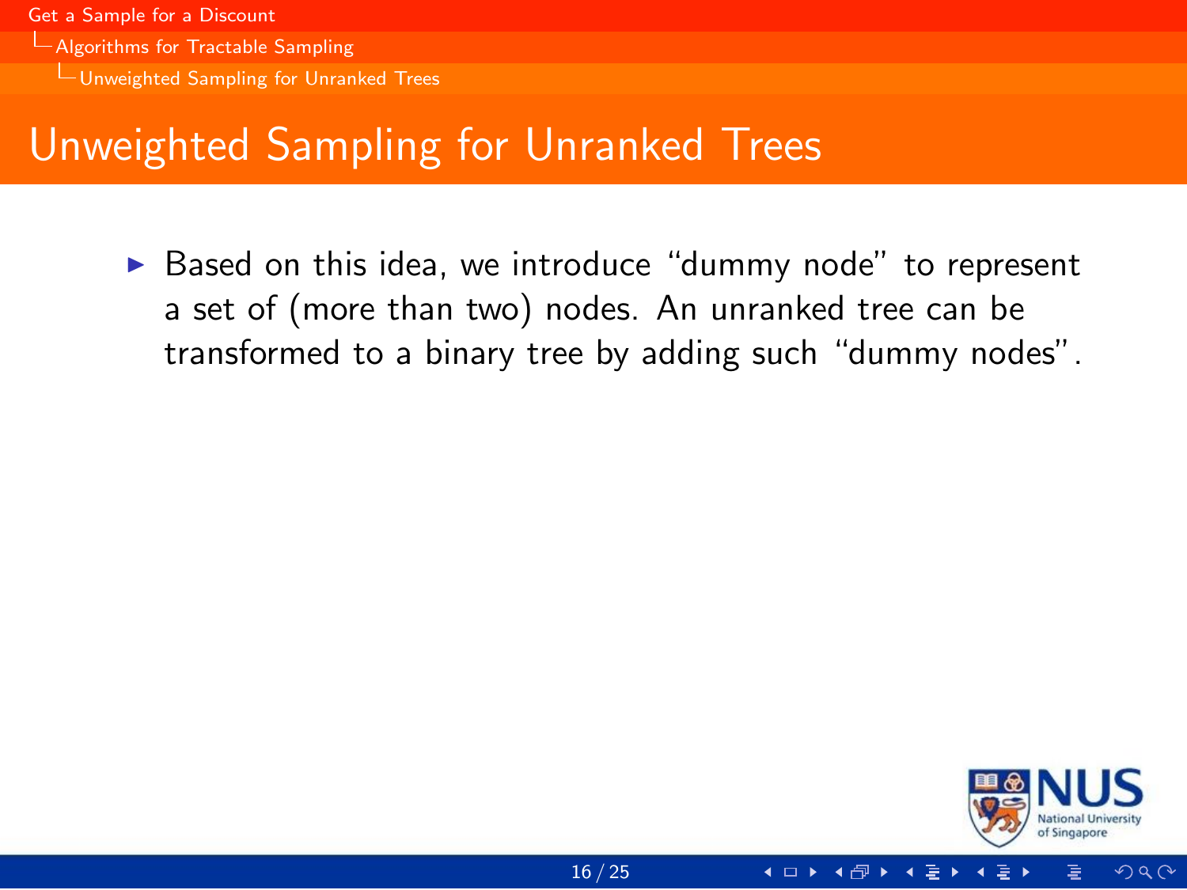# Unweighted Sampling for Unranked Trees

- Based on this idea, we introduce “dummy node” to represent a set of (more than two) nodes. An unranked tree can be transformed to a binary tree by adding such “dummy nodes”.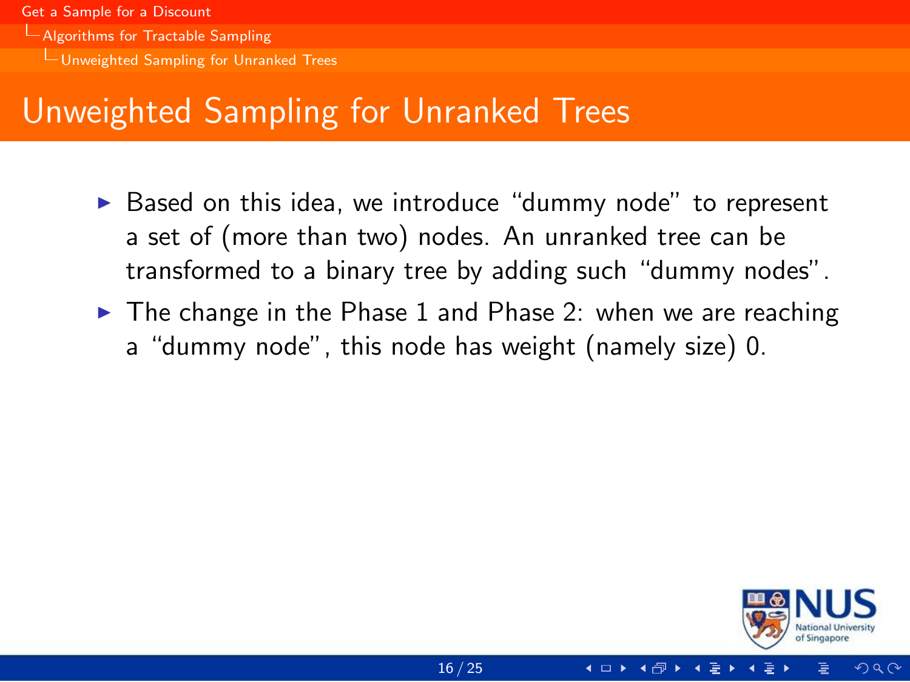## Unweighted Sampling for Unranked Trees

- Based on this idea, we introduce "dummy node" to represent a set of (more than two) nodes. An unranked tree can be transformed to a binary tree by adding such "dummy nodes".
- The change in the Phase 1 and Phase 2: when we are reaching a "dummy node", this node has weight (namely size) 0.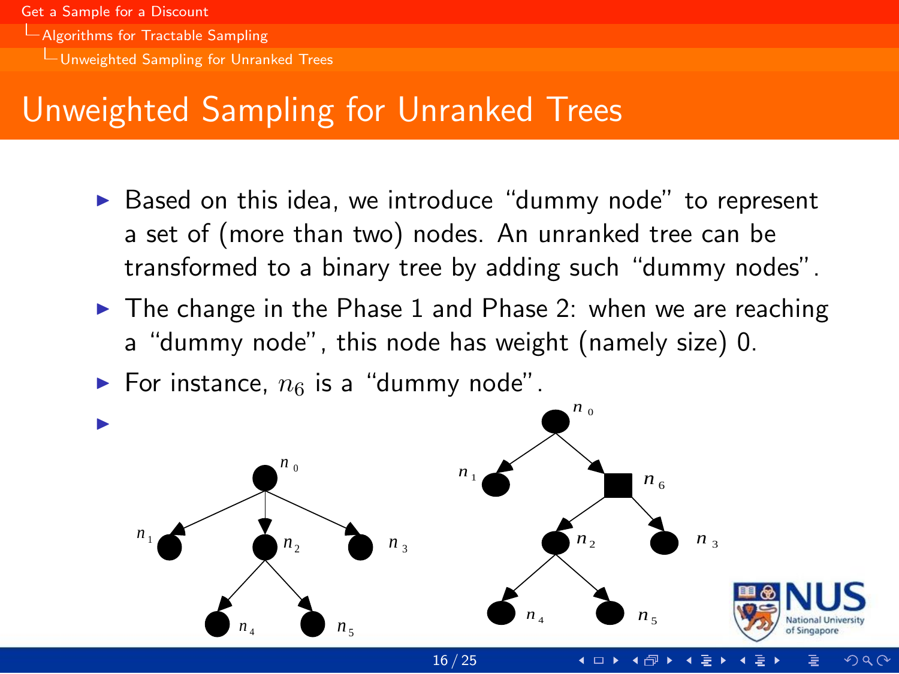# Unweighted Sampling for Unranked Trees

- Based on this idea, we introduce "dummy node" to represent a set of (more than two) nodes. An unranked tree can be transformed to a binary tree by adding such "dummy nodes".
- The change in the Phase 1 and Phase 2: when we are reaching a "dummy node", this node has weight (namely size) 0.
- For instance, $n_6$ is a "dummy node".
-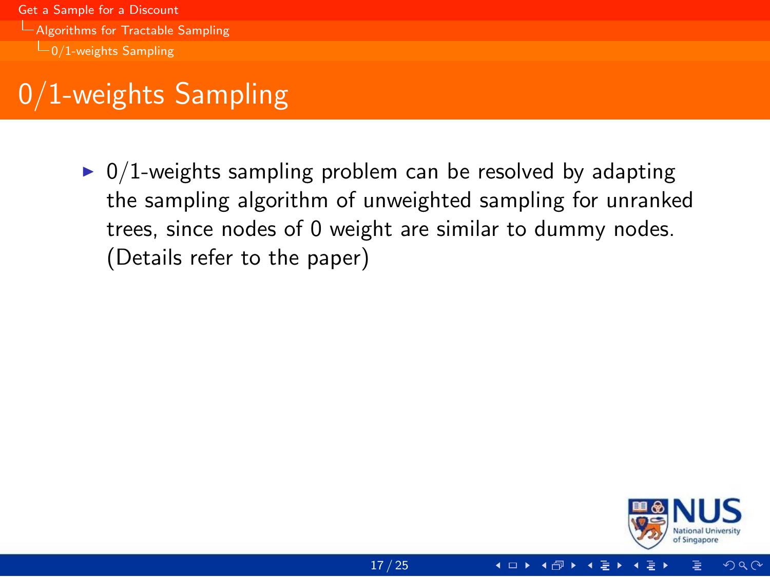# 0/1-weights Sampling

- 0/1-weights sampling problem can be resolved by adapting the sampling algorithm of unweighted sampling for unranked trees, since nodes of 0 weight are similar to dummy nodes. (Details refer to the paper)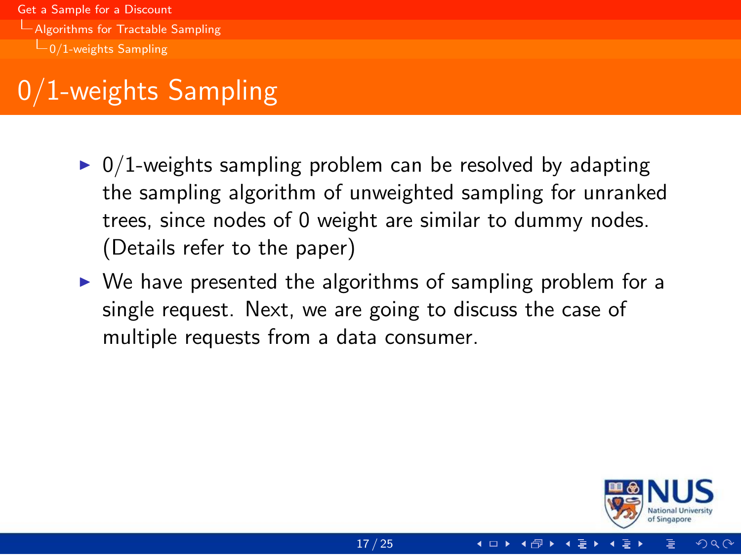# 0/1-weights Sampling

- 0/1-weights sampling problem can be resolved by adapting the sampling algorithm of unweighted sampling for unranked trees, since nodes of 0 weight are similar to dummy nodes. (Details refer to the paper)
- We have presented the algorithms of sampling problem for a single request. Next, we are going to discuss the case of multiple requests from a data consumer.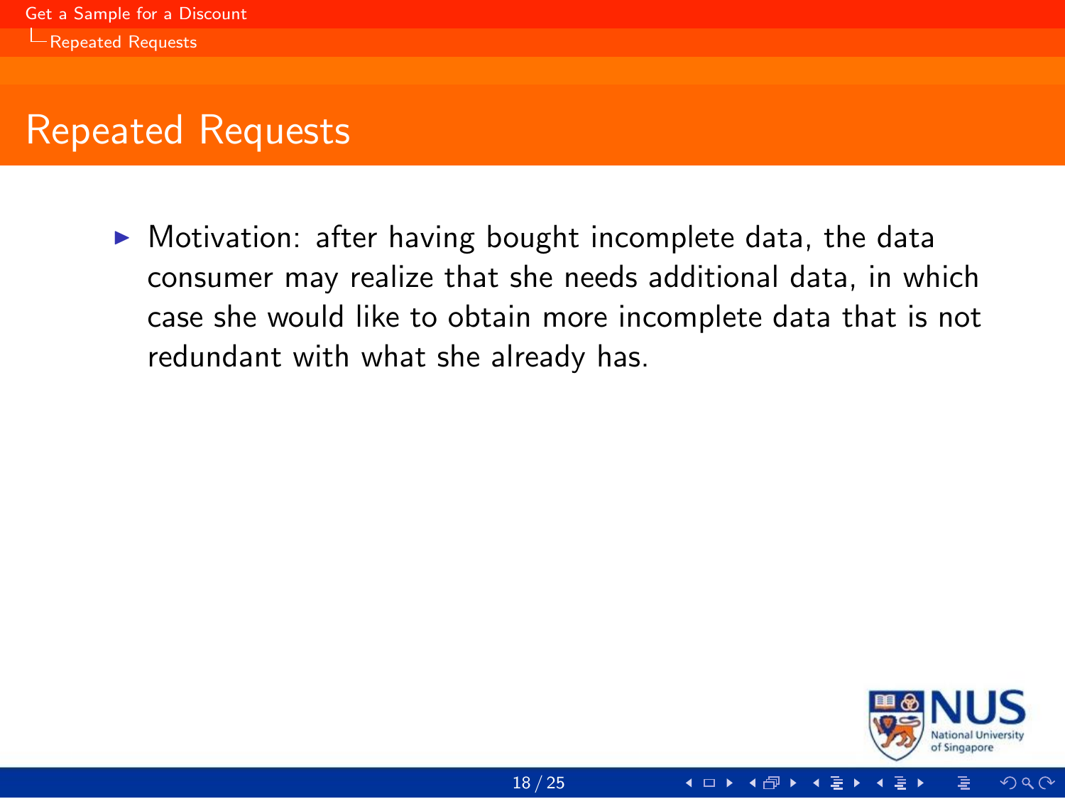## Repeated Requests

- Motivation: after having bought incomplete data, the data consumer may realize that she needs additional data, in which case she would like to obtain more incomplete data that is not redundant with what she already has.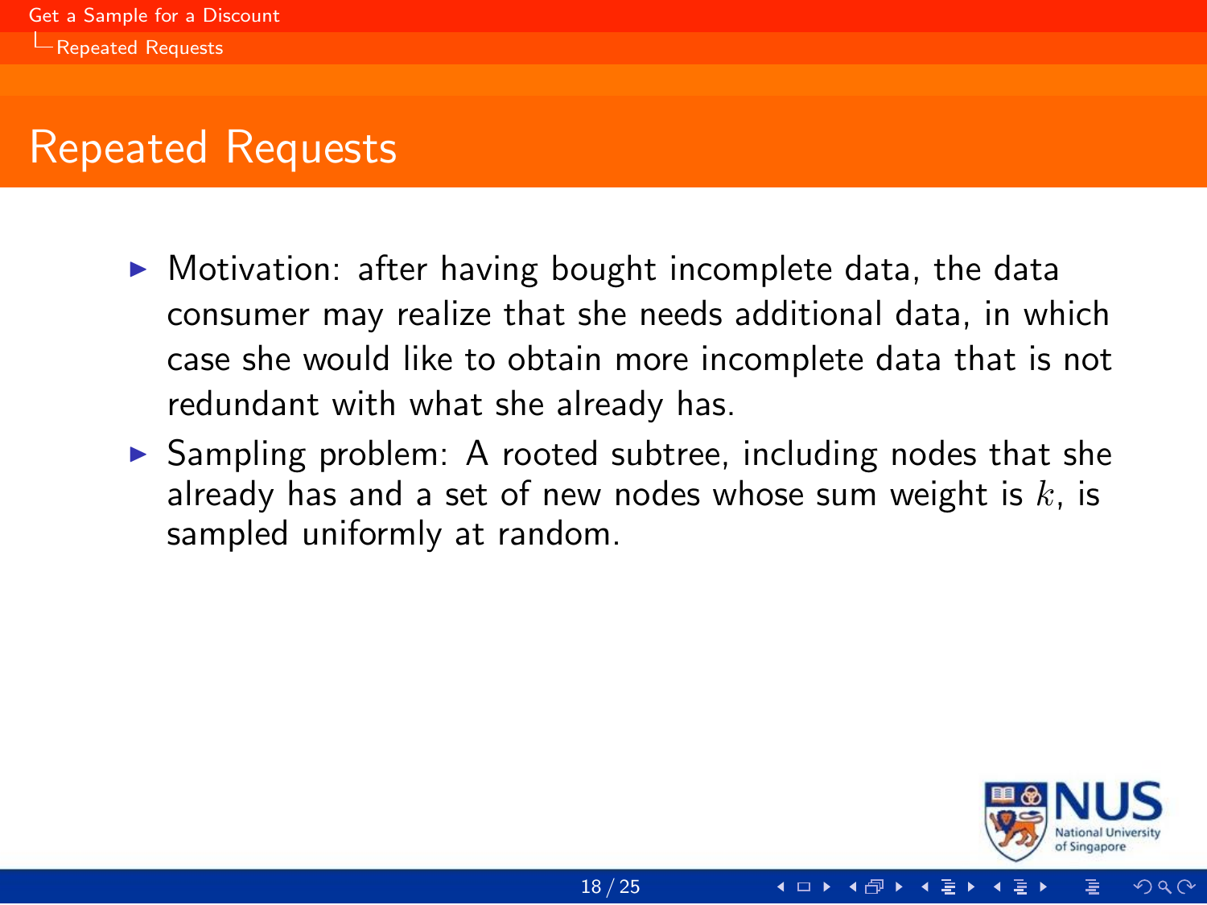# Repeated Requests

- Motivation: after having bought incomplete data, the data consumer may realize that she needs additional data, in which case she would like to obtain more incomplete data that is not redundant with what she already has.
- Sampling problem: A rooted subtree, including nodes that she already has and a set of new nodes whose sum weight is $k$, is sampled uniformly at random.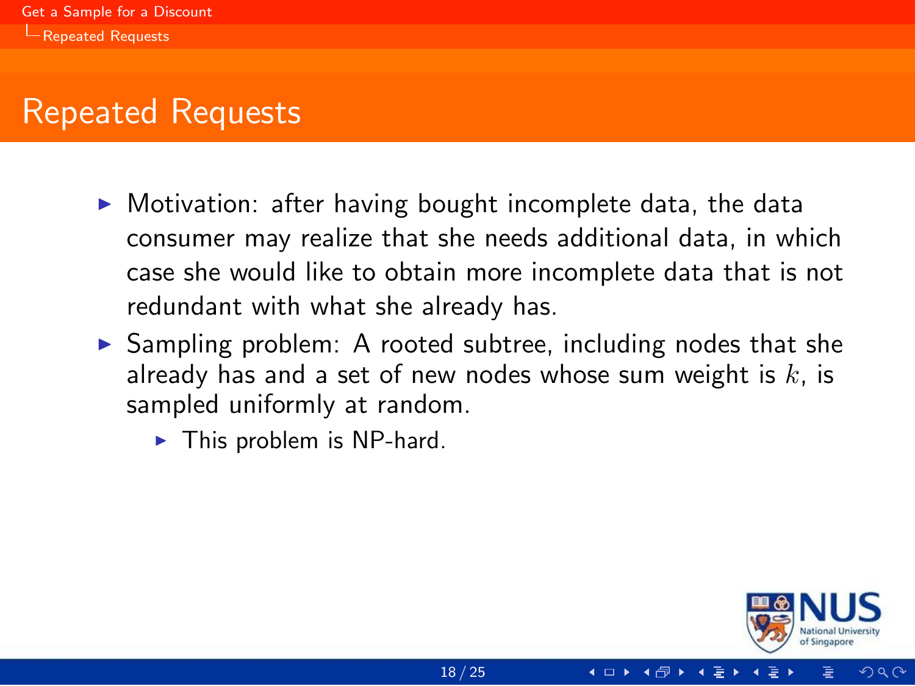# Repeated Requests

- Motivation: after having bought incomplete data, the data consumer may realize that she needs additional data, in which case she would like to obtain more incomplete data that is not redundant with what she already has.
- Sampling problem: A rooted subtree, including nodes that she already has and a set of new nodes whose sum weight is $k$, is sampled uniformly at random.
  - This problem is NP-hard.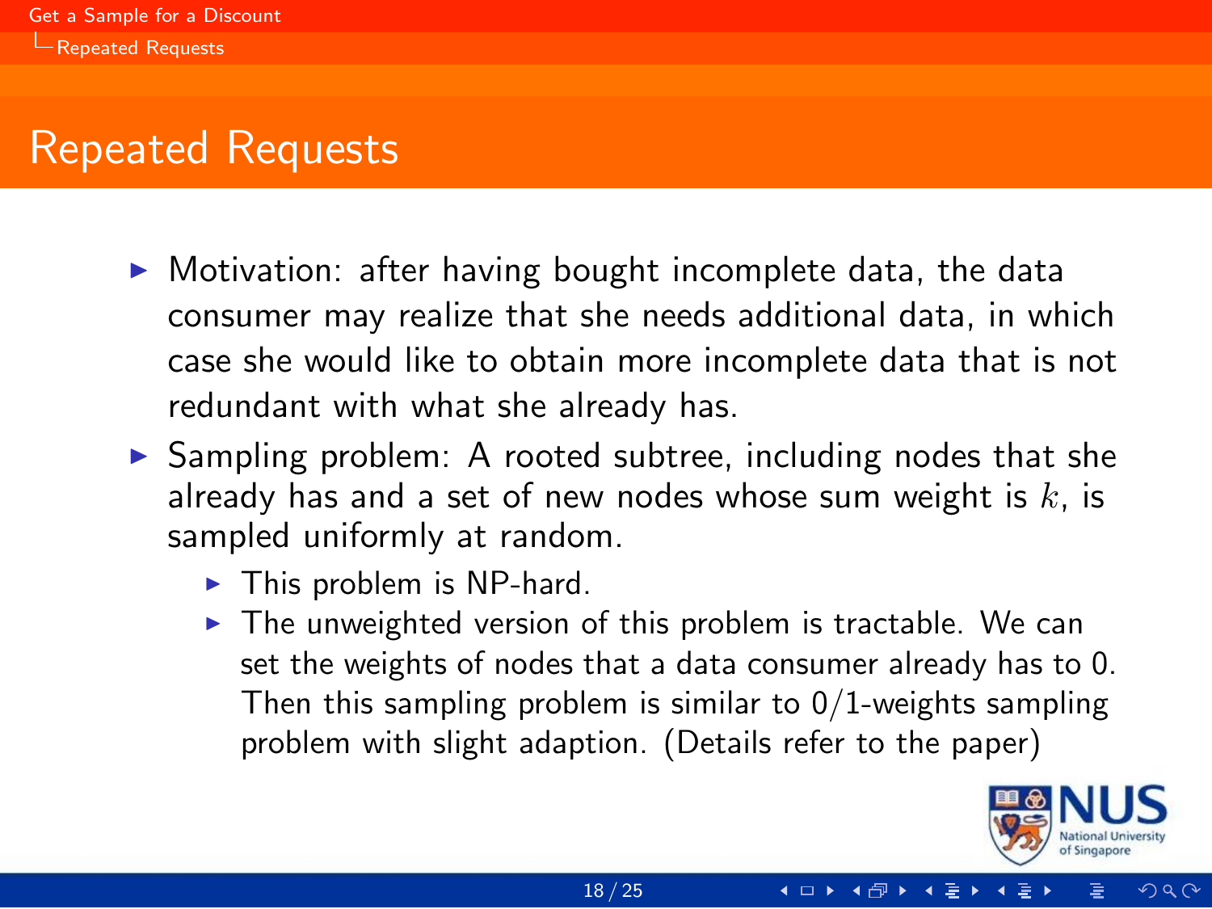# Repeated Requests

- Motivation: after having bought incomplete data, the data consumer may realize that she needs additional data, in which case she would like to obtain more incomplete data that is not redundant with what she already has.
- Sampling problem: A rooted subtree, including nodes that she already has and a set of new nodes whose sum weight is $k$, is sampled uniformly at random.
  - This problem is NP-hard.
  - The unweighted version of this problem is tractable. We can set the weights of nodes that a data consumer already has to 0. Then this sampling problem is similar to 0/1-weights sampling problem with slight adaption. (Details refer to the paper)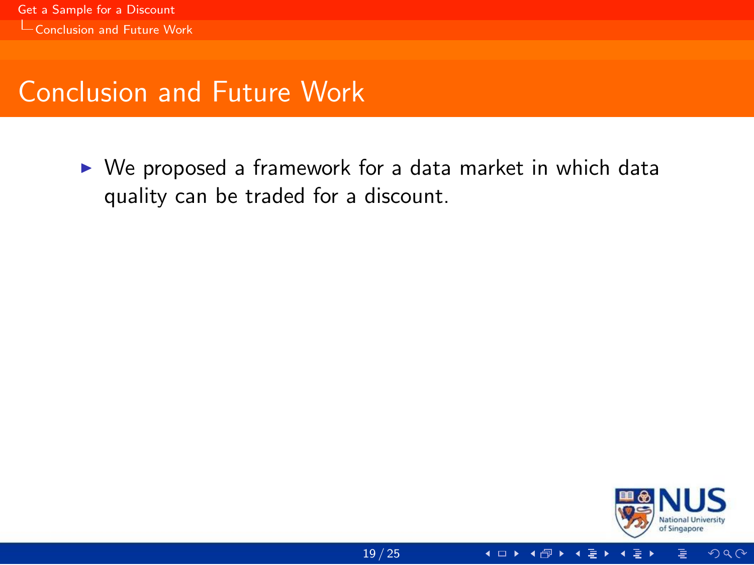# Conclusion and Future Work

- We proposed a framework for a data market in which data quality can be traded for a discount.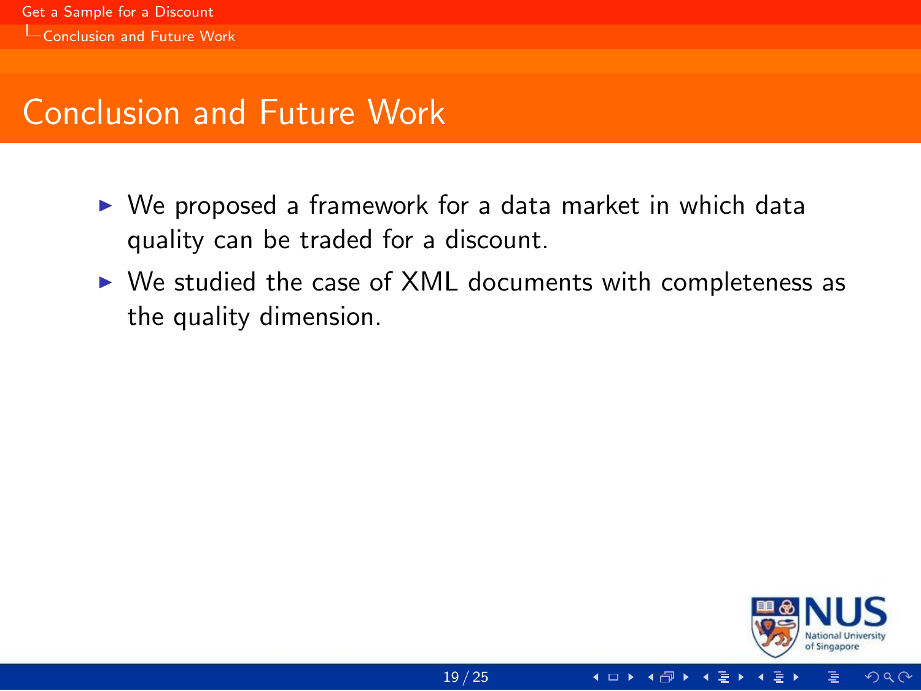# Conclusion and Future Work

- We proposed a framework for a data market in which data quality can be traded for a discount.
- We studied the case of XML documents with completeness as the quality dimension.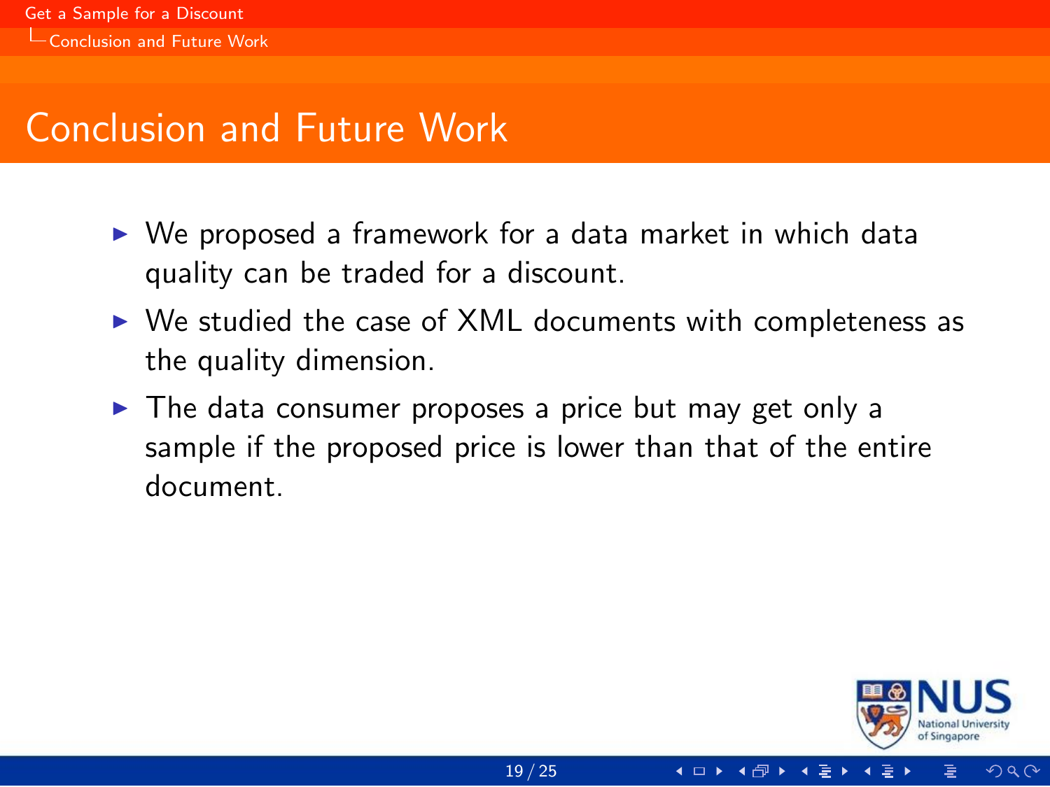# Conclusion and Future Work

- We proposed a framework for a data market in which data quality can be traded for a discount.
- We studied the case of XML documents with completeness as the quality dimension.
- The data consumer proposes a price but may get only a sample if the proposed price is lower than that of the entire document.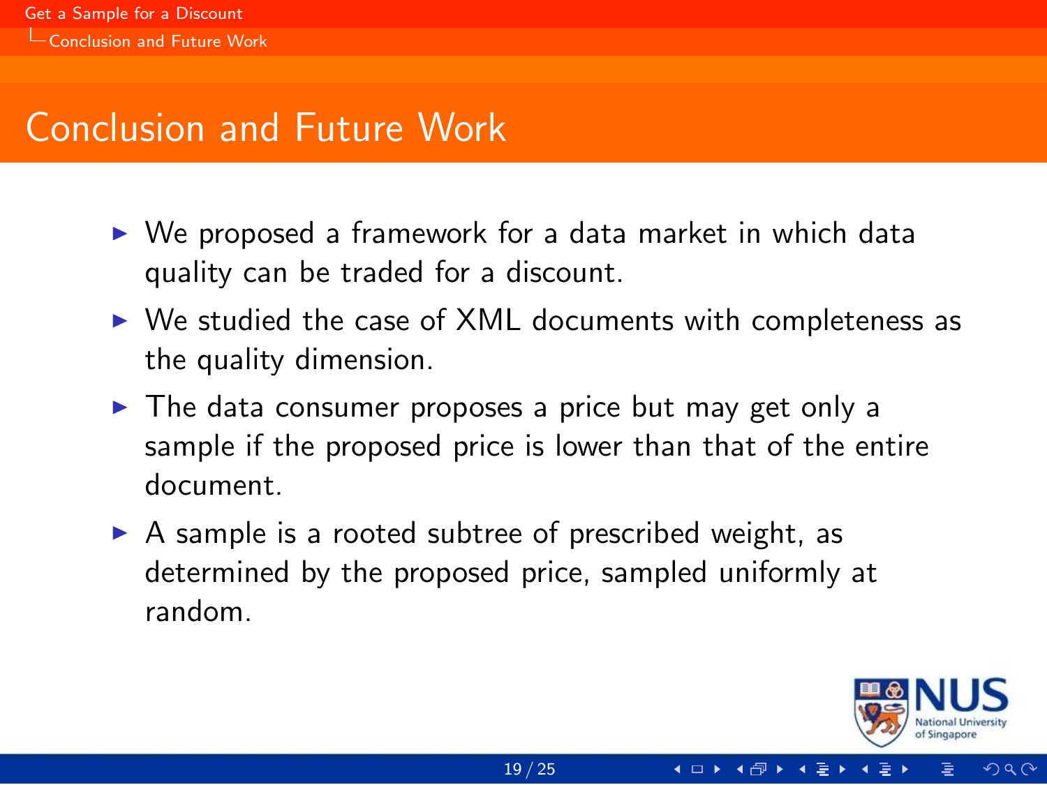# Conclusion and Future Work

- We proposed a framework for a data market in which data quality can be traded for a discount.
- We studied the case of XML documents with completeness as the quality dimension.
- The data consumer proposes a price but may get only a sample if the proposed price is lower than that of the entire document.
- A sample is a rooted subtree of prescribed weight, as determined by the proposed price, sampled uniformly at random.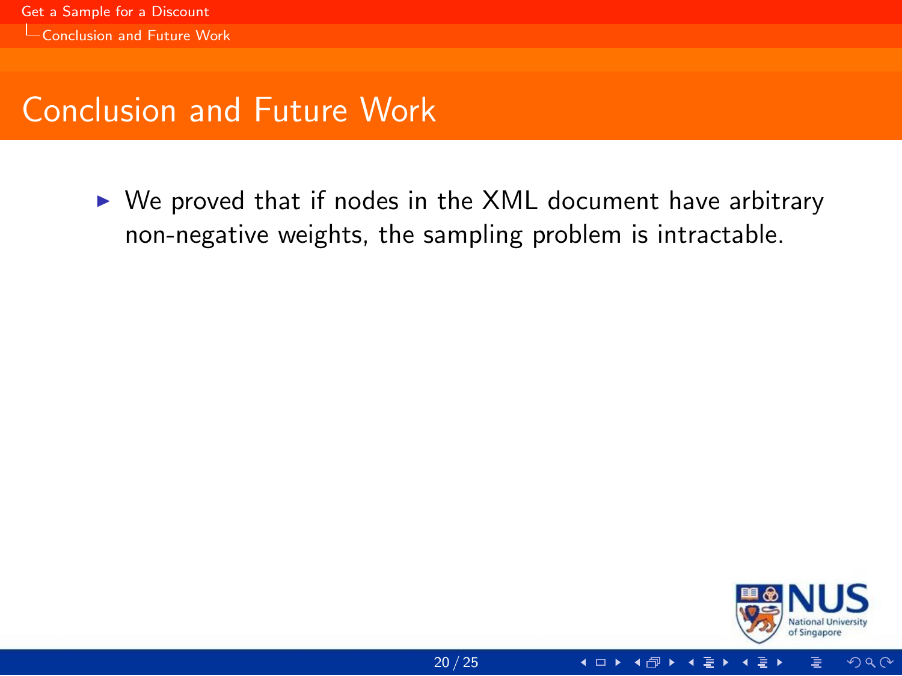# Conclusion and Future Work

- We proved that if nodes in the XML document have arbitrary non-negative weights, the sampling problem is intractable.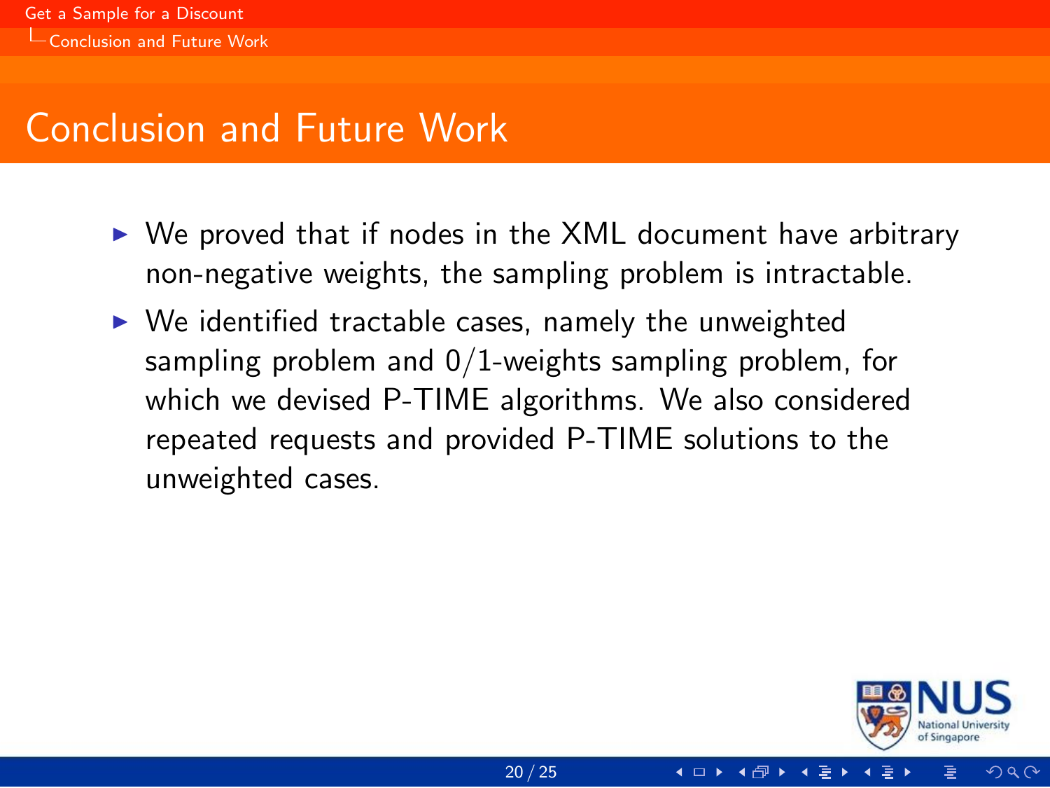# Conclusion and Future Work

- We proved that if nodes in the XML document have arbitrary non-negative weights, the sampling problem is intractable.
- We identified tractable cases, namely the unweighted sampling problem and 0/1-weights sampling problem, for which we devised P-TIME algorithms. We also considered repeated requests and provided P-TIME solutions to the unweighted cases.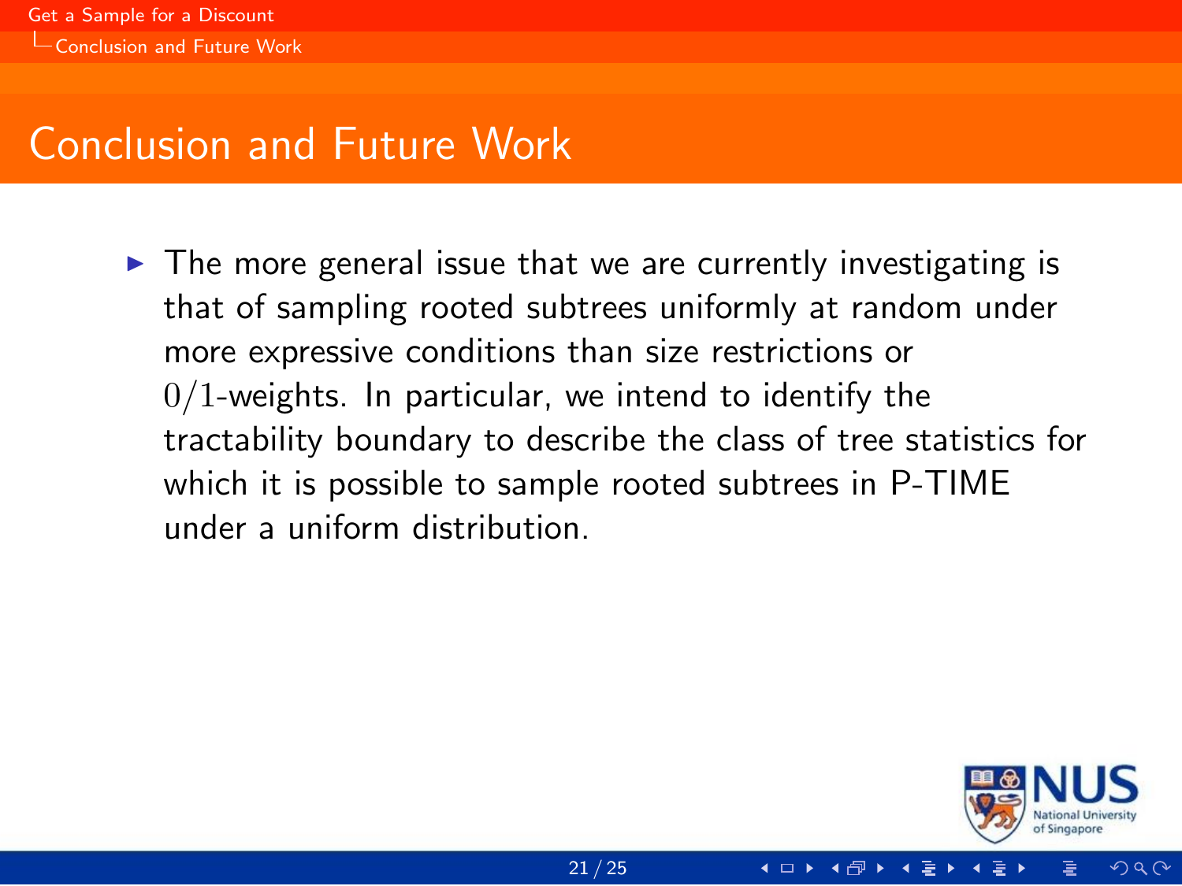# Conclusion and Future Work

- The more general issue that we are currently investigating is that of sampling rooted subtrees uniformly at random under more expressive conditions than size restrictions or $0/1$-weights. In particular, we intend to identify the tractability boundary to describe the class of tree statistics for which it is possible to sample rooted subtrees in P-TIME under a uniform distribution.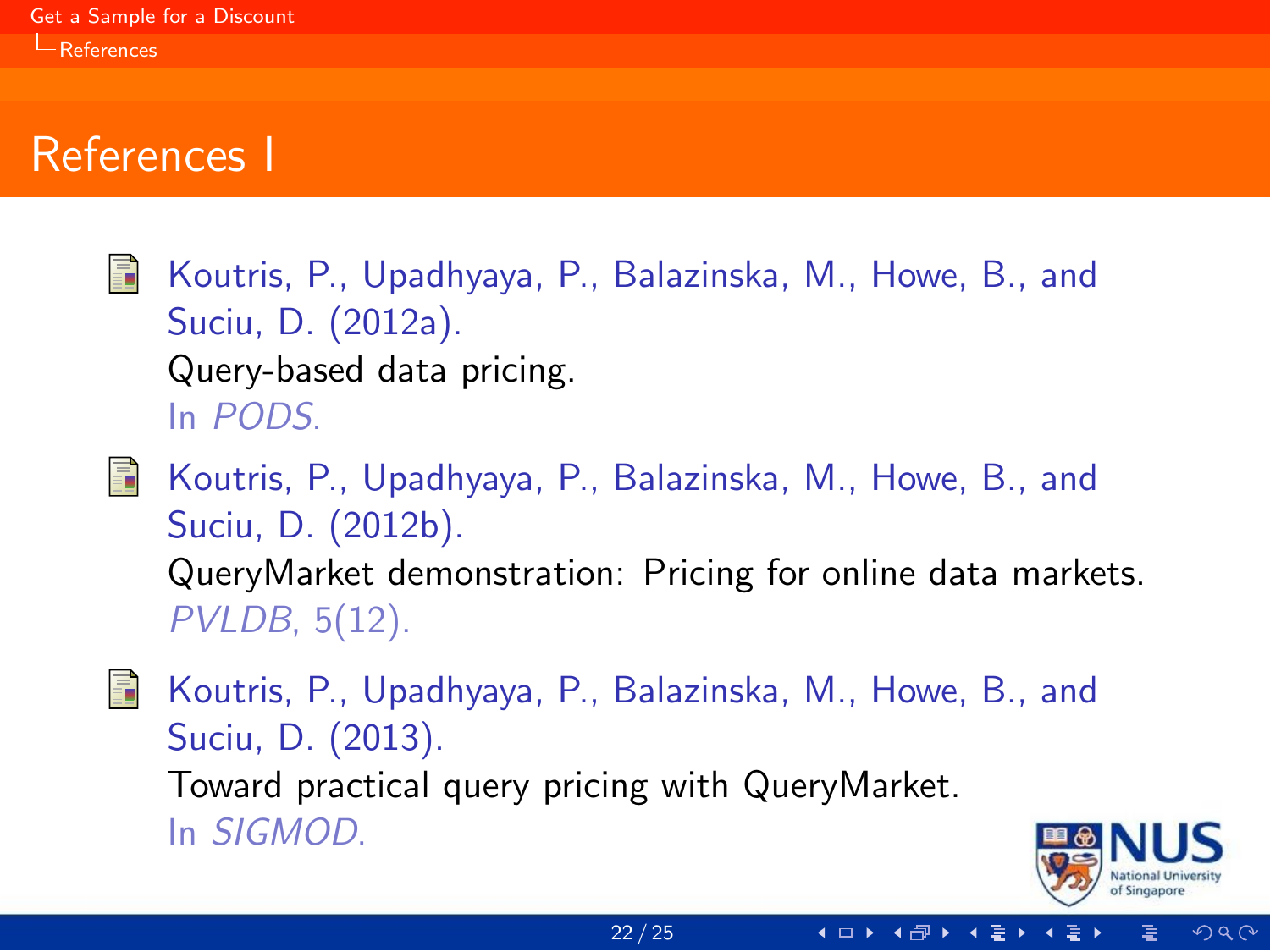# References I

- Koutris, P., Upadhyaya, P., Balazinska, M., Howe, B., and Suciu, D. (2012a).
  Query-based data pricing.
  In *PODS*.

- Koutris, P., Upadhyaya, P., Balazinska, M., Howe, B., and Suciu, D. (2012b).
  QueryMarket demonstration: Pricing for online data markets.
  *PVLDB*, 5(12).

- Koutris, P., Upadhyaya, P., Balazinska, M., Howe, B., and Suciu, D. (2013).
  Toward practical query pricing with QueryMarket.
  In *SIGMOD*.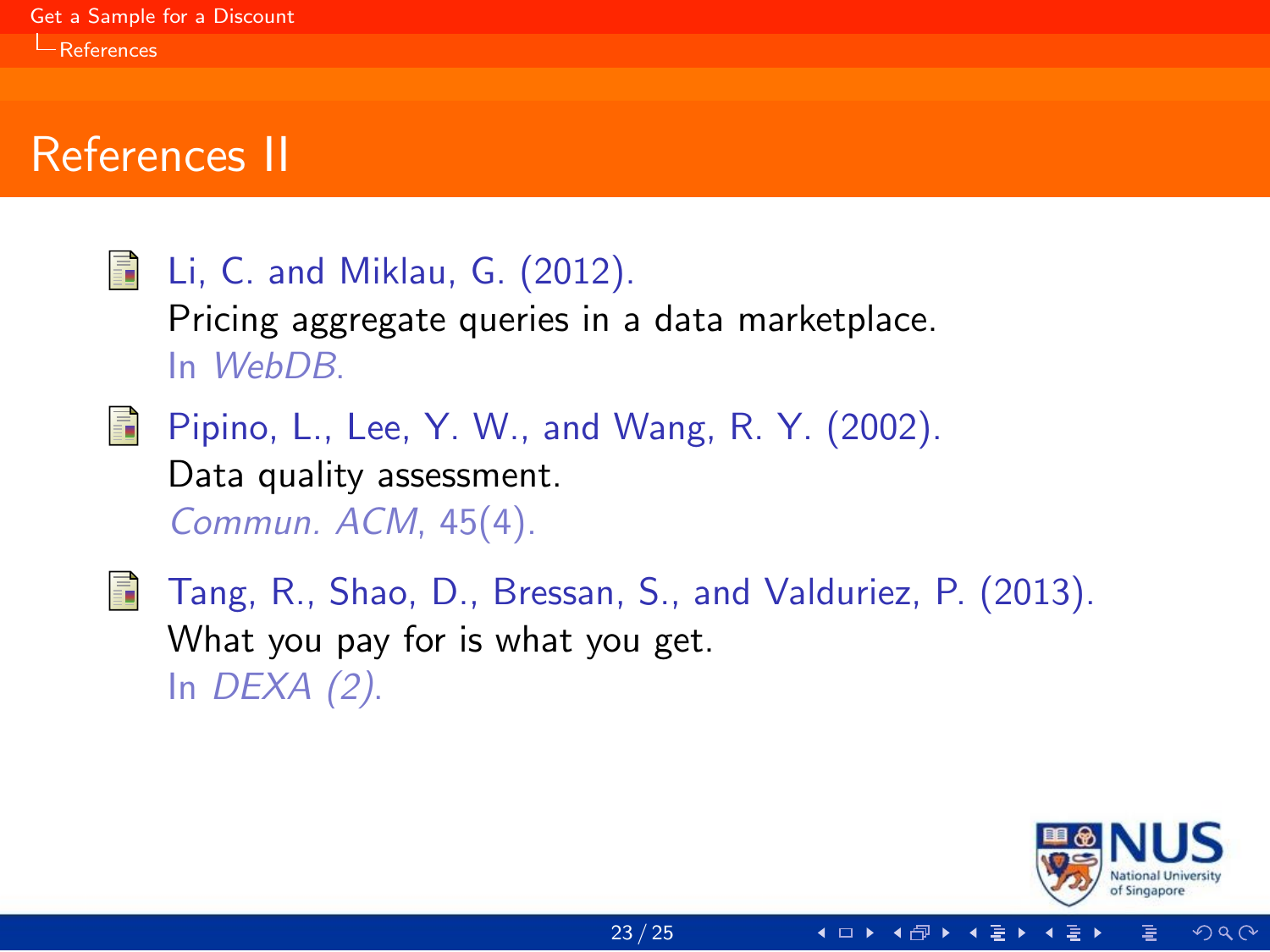# References II

- Li, C. and Miklau, G. (2012).
  Pricing aggregate queries in a data marketplace.
  In *WebDB*.

- Pipino, L., Lee, Y. W., and Wang, R. Y. (2002).
  Data quality assessment.
  *Commun. ACM*, 45(4).

- Tang, R., Shao, D., Bressan, S., and Valduriez, P. (2013).
  What you pay for is what you get.
  In *DEXA (2)*.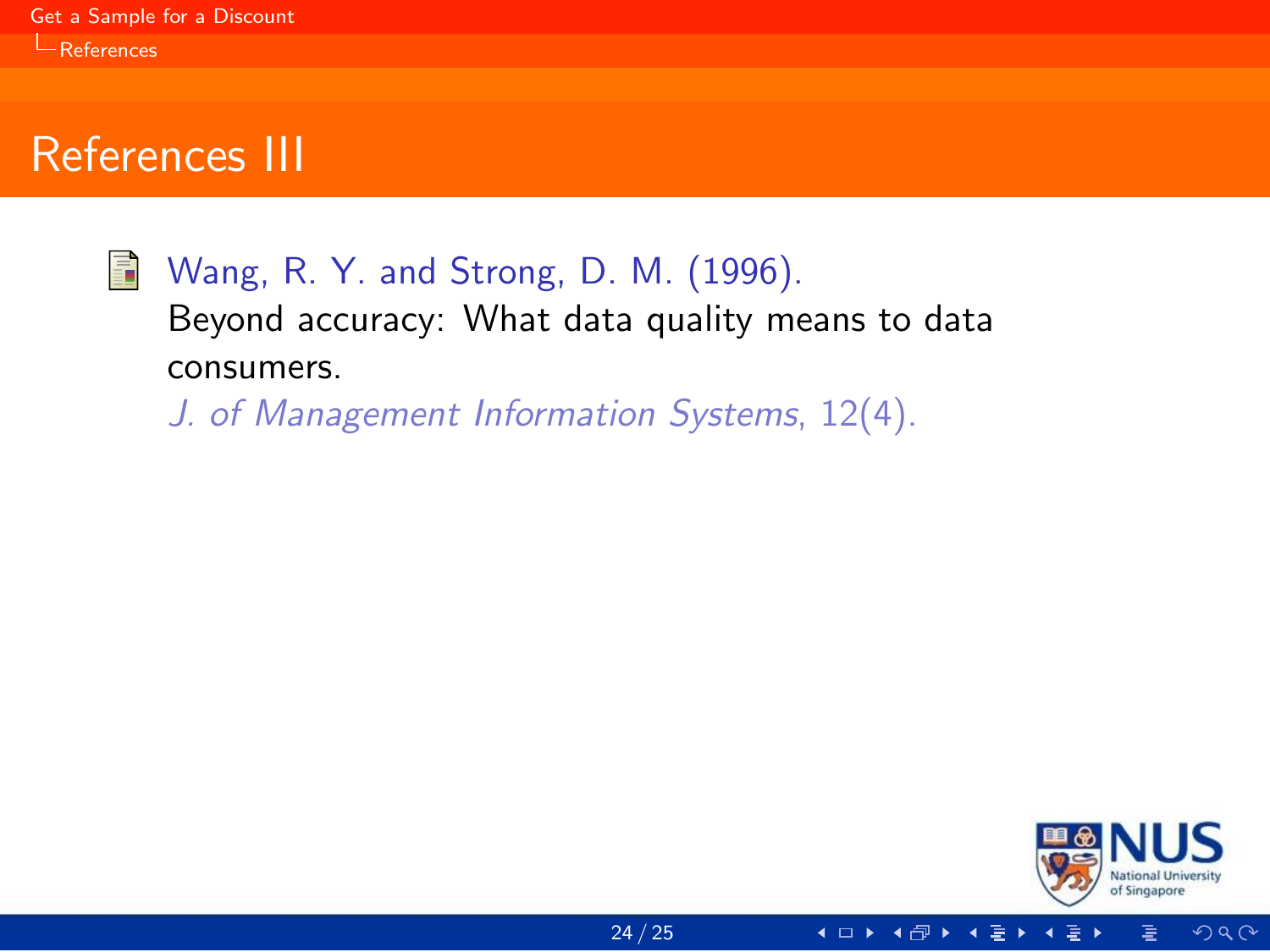# References III

- Wang, R. Y. and Strong, D. M. (1996).
  Beyond accuracy: What data quality means to data consumers.
  *J. of Management Information Systems*, 12(4).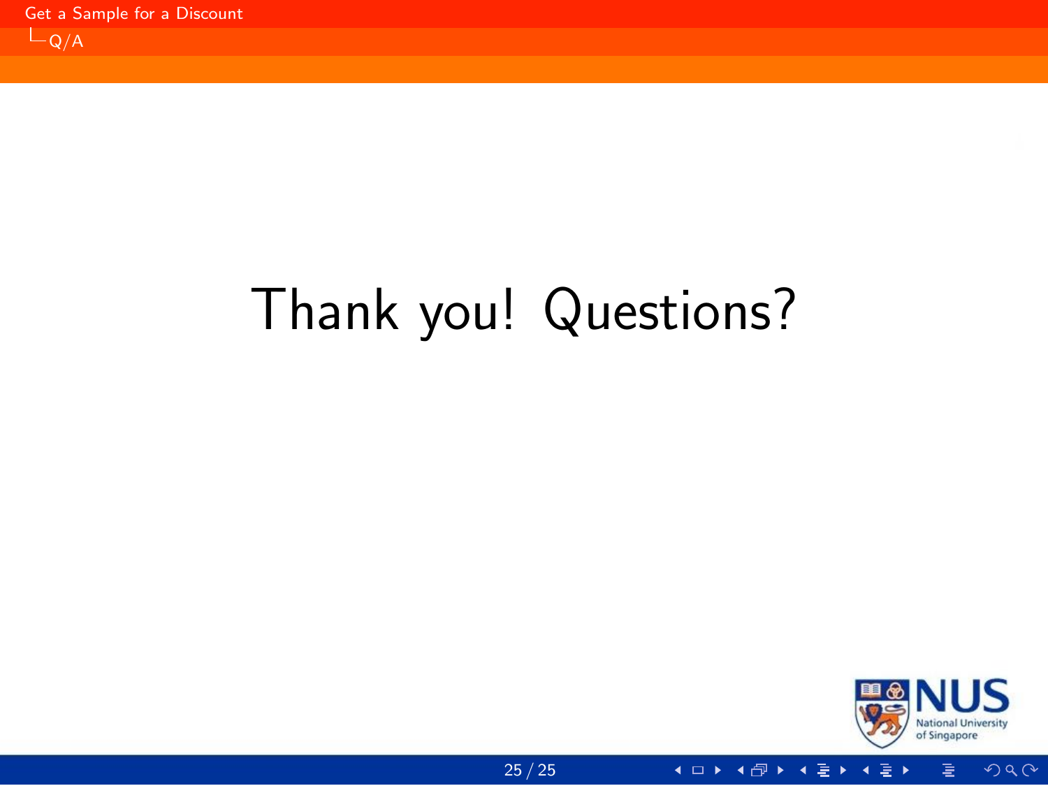Thank you! Questions?